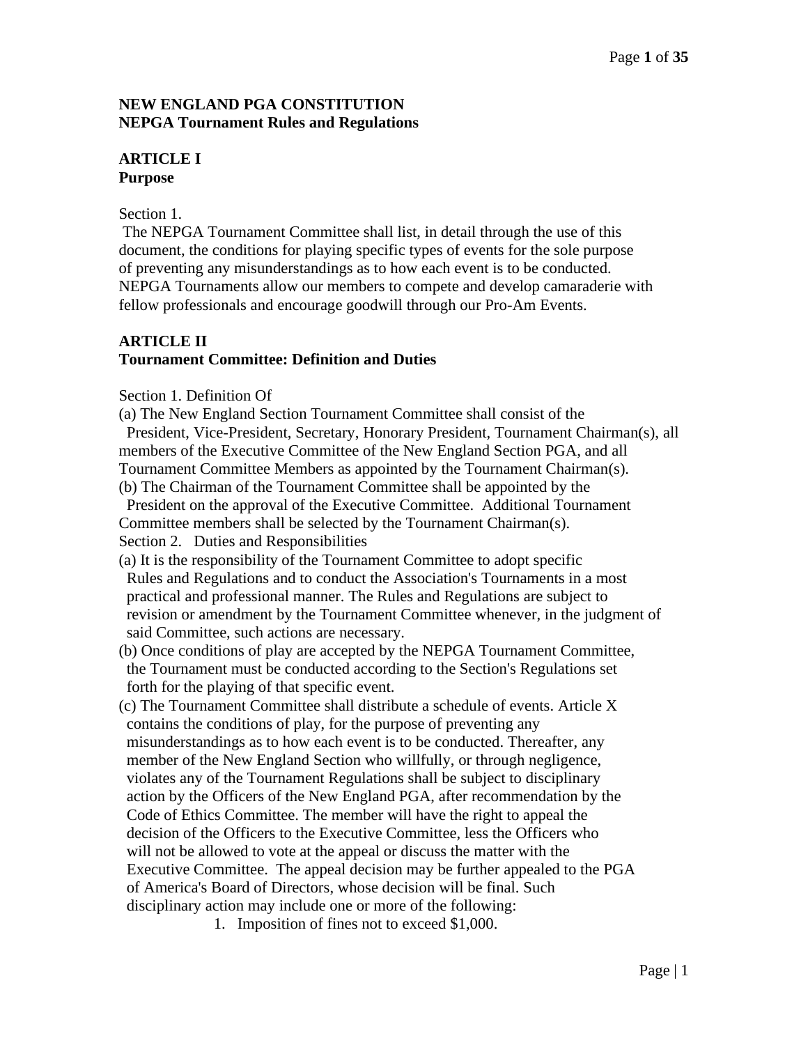# NEW ENGLAND PGA CONSTITUTION
# NEPGA Tournament Rules and Regulations

## ARTICLE I
## Purpose

Section 1.
The NEPGA Tournament Committee shall list, in detail through the use of this document, the conditions for playing specific types of events for the sole purpose of preventing any misunderstandings as to how each event is to be conducted. NEPGA Tournaments allow our members to compete and develop camaraderie with fellow professionals and encourage goodwill through our Pro-Am Events.

## ARTICLE II
## Tournament Committee: Definition and Duties

Section 1. Definition Of

(a) The New England Section Tournament Committee shall consist of the President, Vice-President, Secretary, Honorary President, Tournament Chairman(s), all members of the Executive Committee of the New England Section PGA, and all Tournament Committee Members as appointed by the Tournament Chairman(s).

(b) The Chairman of the Tournament Committee shall be appointed by the President on the approval of the Executive Committee. Additional Tournament Committee members shall be selected by the Tournament Chairman(s).

Section 2. Duties and Responsibilities

(a) It is the responsibility of the Tournament Committee to adopt specific Rules and Regulations and to conduct the Association's Tournaments in a most practical and professional manner. The Rules and Regulations are subject to revision or amendment by the Tournament Committee whenever, in the judgment of said Committee, such actions are necessary.

(b) Once conditions of play are accepted by the NEPGA Tournament Committee, the Tournament must be conducted according to the Section's Regulations set forth for the playing of that specific event.

(c) The Tournament Committee shall distribute a schedule of events. Article X contains the conditions of play, for the purpose of preventing any misunderstandings as to how each event is to be conducted. Thereafter, any member of the New England Section who willfully, or through negligence, violates any of the Tournament Regulations shall be subject to disciplinary action by the Officers of the New England PGA, after recommendation by the Code of Ethics Committee. The member will have the right to appeal the decision of the Officers to the Executive Committee, less the Officers who will not be allowed to vote at the appeal or discuss the matter with the Executive Committee. The appeal decision may be further appealed to the PGA of America's Board of Directors, whose decision will be final. Such disciplinary action may include one or more of the following:

1. Imposition of fines not to exceed $1,000.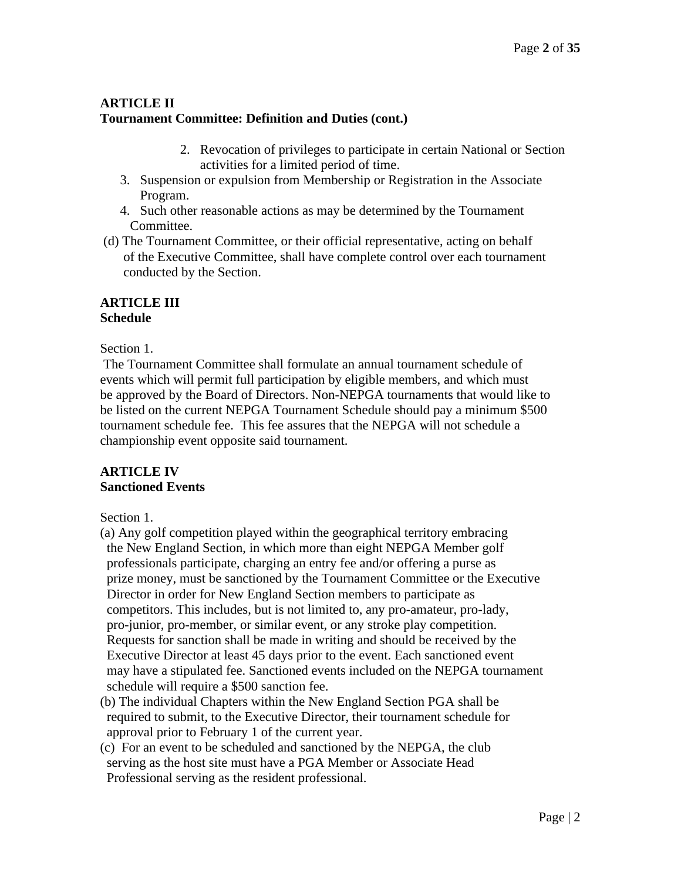**ARTICLE II**
**Tournament Committee: Definition and Duties (cont.)**

2. Revocation of privileges to participate in certain National or Section activities for a limited period of time.
3. Suspension or expulsion from Membership or Registration in the Associate Program.
4. Such other reasonable actions as may be determined by the Tournament Committee.

(d) The Tournament Committee, or their official representative, acting on behalf of the Executive Committee, shall have complete control over each tournament conducted by the Section.

**ARTICLE III**
**Schedule**

Section 1.

The Tournament Committee shall formulate an annual tournament schedule of events which will permit full participation by eligible members, and which must be approved by the Board of Directors. Non-NEPGA tournaments that would like to be listed on the current NEPGA Tournament Schedule should pay a minimum $500 tournament schedule fee. This fee assures that the NEPGA will not schedule a championship event opposite said tournament.

**ARTICLE IV**
**Sanctioned Events**

Section 1.

(a) Any golf competition played within the geographical territory embracing the New England Section, in which more than eight NEPGA Member golf professionals participate, charging an entry fee and/or offering a purse as prize money, must be sanctioned by the Tournament Committee or the Executive Director in order for New England Section members to participate as competitors. This includes, but is not limited to, any pro-amateur, pro-lady, pro-junior, pro-member, or similar event, or any stroke play competition. Requests for sanction shall be made in writing and should be received by the Executive Director at least 45 days prior to the event. Each sanctioned event may have a stipulated fee. Sanctioned events included on the NEPGA tournament schedule will require a $500 sanction fee.

(b) The individual Chapters within the New England Section PGA shall be required to submit, to the Executive Director, their tournament schedule for approval prior to February 1 of the current year.

(c) For an event to be scheduled and sanctioned by the NEPGA, the club serving as the host site must have a PGA Member or Associate Head Professional serving as the resident professional.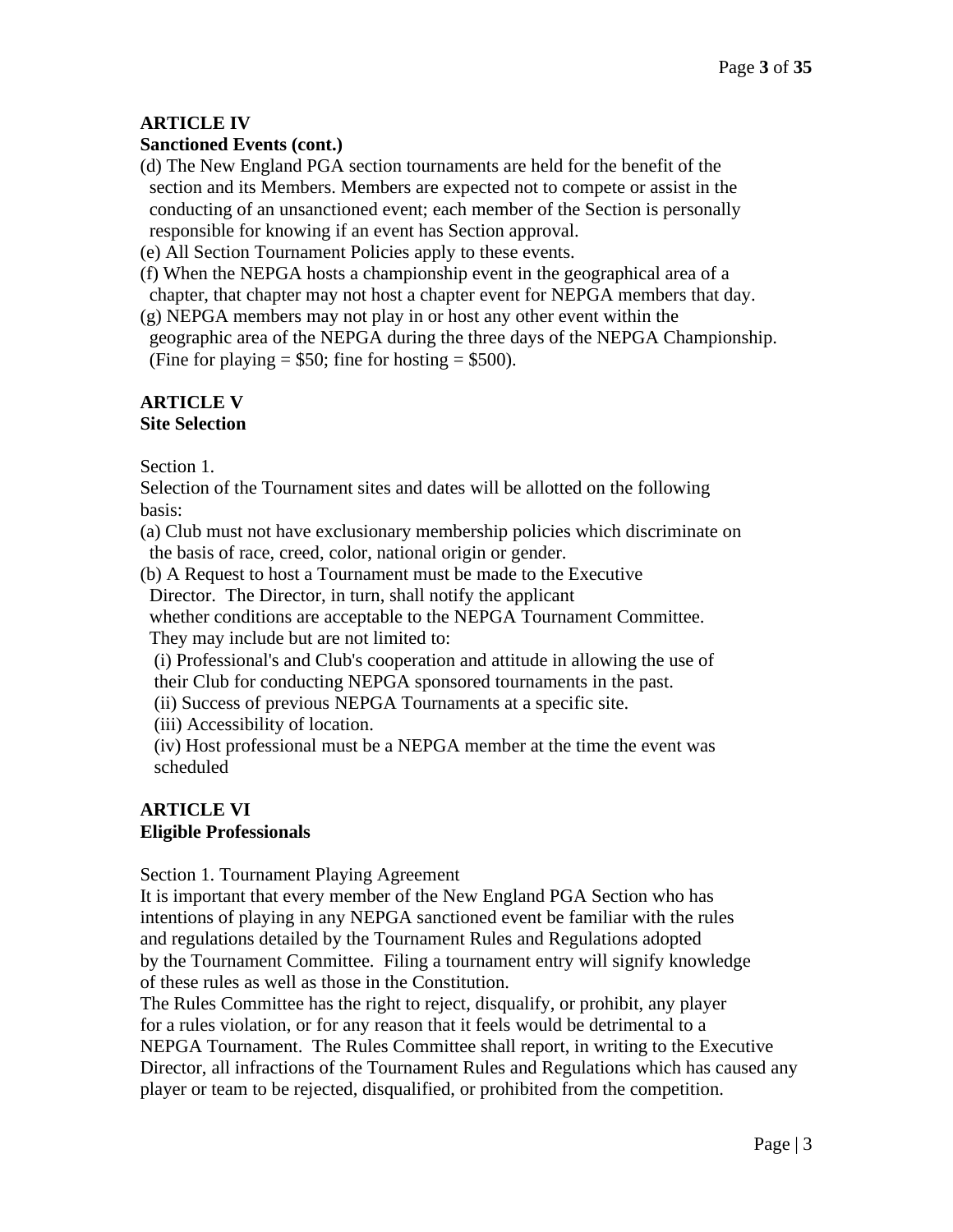**ARTICLE IV**
**Sanctioned Events (cont.)**

(d) The New England PGA section tournaments are held for the benefit of the section and its Members. Members are expected not to compete or assist in the conducting of an unsanctioned event; each member of the Section is personally responsible for knowing if an event has Section approval.

(e) All Section Tournament Policies apply to these events.

(f) When the NEPGA hosts a championship event in the geographical area of a chapter, that chapter may not host a chapter event for NEPGA members that day.

(g) NEPGA members may not play in or host any other event within the geographic area of the NEPGA during the three days of the NEPGA Championship. (Fine for playing = $50; fine for hosting = $500).

**ARTICLE V**
**Site Selection**

Section 1.
Selection of the Tournament sites and dates will be allotted on the following basis:

(a) Club must not have exclusionary membership policies which discriminate on the basis of race, creed, color, national origin or gender.

(b) A Request to host a Tournament must be made to the Executive Director. The Director, in turn, shall notify the applicant whether conditions are acceptable to the NEPGA Tournament Committee. They may include but are not limited to:

(i) Professional's and Club's cooperation and attitude in allowing the use of their Club for conducting NEPGA sponsored tournaments in the past.

(ii) Success of previous NEPGA Tournaments at a specific site.

(iii) Accessibility of location.

(iv) Host professional must be a NEPGA member at the time the event was scheduled

**ARTICLE VI**
**Eligible Professionals**

Section 1. Tournament Playing Agreement
It is important that every member of the New England PGA Section who has intentions of playing in any NEPGA sanctioned event be familiar with the rules and regulations detailed by the Tournament Rules and Regulations adopted by the Tournament Committee. Filing a tournament entry will signify knowledge of these rules as well as those in the Constitution.
The Rules Committee has the right to reject, disqualify, or prohibit, any player for a rules violation, or for any reason that it feels would be detrimental to a NEPGA Tournament. The Rules Committee shall report, in writing to the Executive Director, all infractions of the Tournament Rules and Regulations which has caused any player or team to be rejected, disqualified, or prohibited from the competition.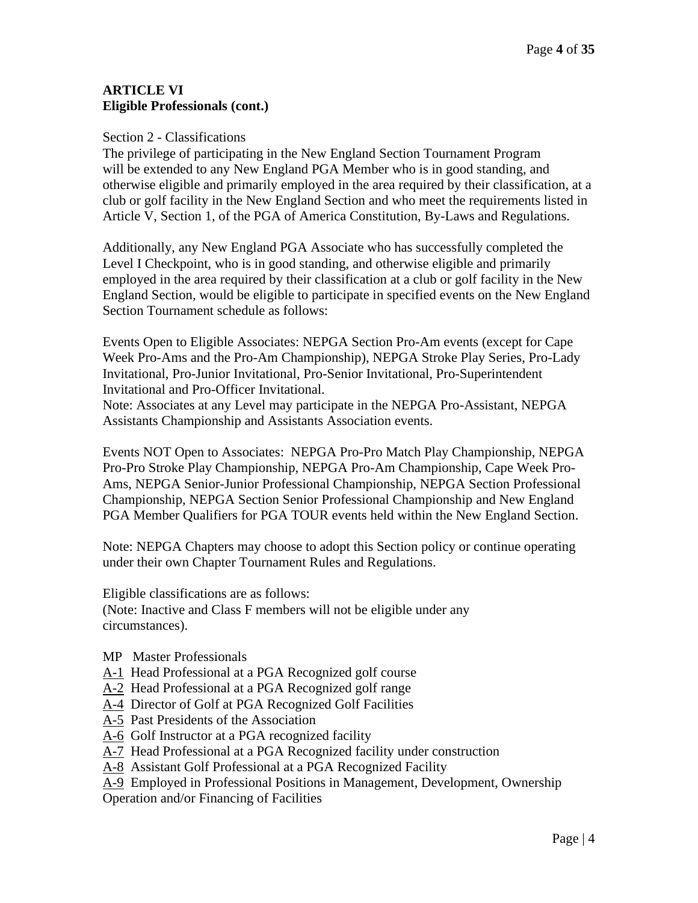## ARTICLE VI
## Eligible Professionals (cont.)

Section 2 - Classifications

The privilege of participating in the New England Section Tournament Program will be extended to any New England PGA Member who is in good standing, and otherwise eligible and primarily employed in the area required by their classification, at a club or golf facility in the New England Section and who meet the requirements listed in Article V, Section 1, of the PGA of America Constitution, By-Laws and Regulations.

Additionally, any New England PGA Associate who has successfully completed the Level I Checkpoint, who is in good standing, and otherwise eligible and primarily employed in the area required by their classification at a club or golf facility in the New England Section, would be eligible to participate in specified events on the New England Section Tournament schedule as follows:

Events Open to Eligible Associates: NEPGA Section Pro-Am events (except for Cape Week Pro-Ams and the Pro-Am Championship), NEPGA Stroke Play Series, Pro-Lady Invitational, Pro-Junior Invitational, Pro-Senior Invitational, Pro-Superintendent Invitational and Pro-Officer Invitational.
Note: Associates at any Level may participate in the NEPGA Pro-Assistant, NEPGA Assistants Championship and Assistants Association events.

Events NOT Open to Associates: NEPGA Pro-Pro Match Play Championship, NEPGA Pro-Pro Stroke Play Championship, NEPGA Pro-Am Championship, Cape Week Pro-Ams, NEPGA Senior-Junior Professional Championship, NEPGA Section Professional Championship, NEPGA Section Senior Professional Championship and New England PGA Member Qualifiers for PGA TOUR events held within the New England Section.

Note: NEPGA Chapters may choose to adopt this Section policy or continue operating under their own Chapter Tournament Rules and Regulations.

Eligible classifications are as follows:
(Note: Inactive and Class F members will not be eligible under any circumstances).

MP Master Professionals
A-1 Head Professional at a PGA Recognized golf course
A-2 Head Professional at a PGA Recognized golf range
A-4 Director of Golf at PGA Recognized Golf Facilities
A-5 Past Presidents of the Association
A-6 Golf Instructor at a PGA recognized facility
A-7 Head Professional at a PGA Recognized facility under construction
A-8 Assistant Golf Professional at a PGA Recognized Facility
A-9 Employed in Professional Positions in Management, Development, Ownership Operation and/or Financing of Facilities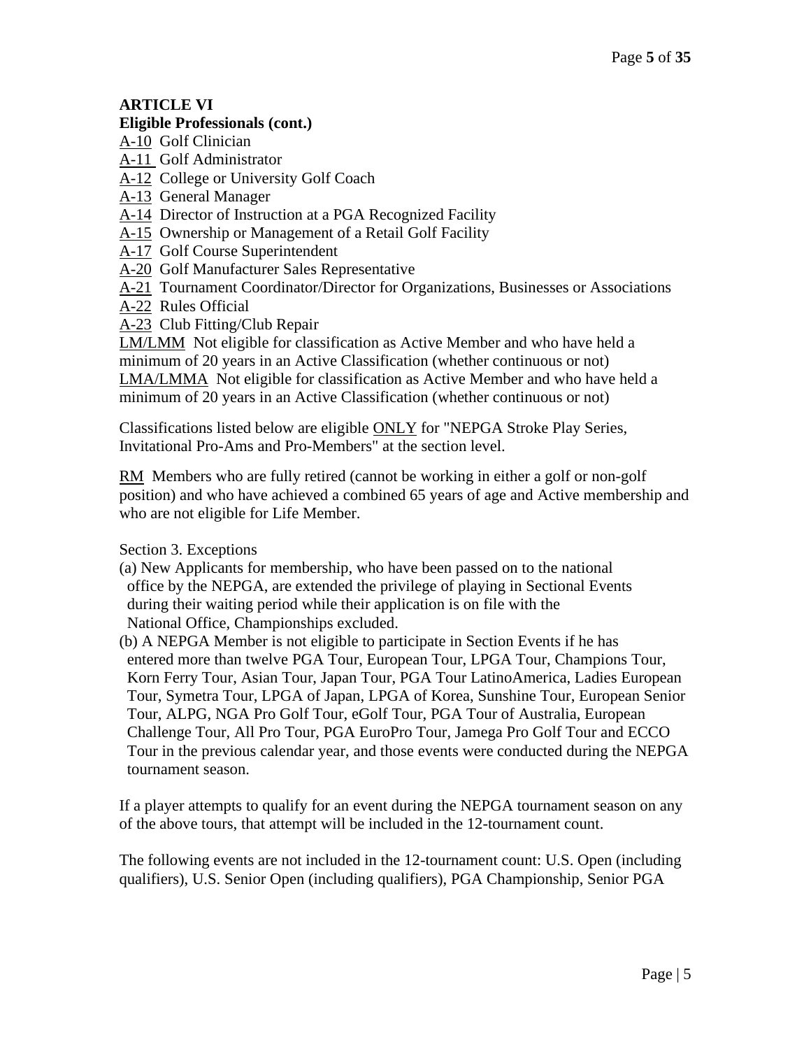**ARTICLE VI**
**Eligible Professionals (cont.)**

<u>A-10</u> Golf Clinician
<u>A-11</u> Golf Administrator
<u>A-12</u> College or University Golf Coach
<u>A-13</u> General Manager
<u>A-14</u> Director of Instruction at a PGA Recognized Facility
<u>A-15</u> Ownership or Management of a Retail Golf Facility
<u>A-17</u> Golf Course Superintendent
<u>A-20</u> Golf Manufacturer Sales Representative
<u>A-21</u> Tournament Coordinator/Director for Organizations, Businesses or Associations
<u>A-22</u> Rules Official
<u>A-23</u> Club Fitting/Club Repair
<u>LM/LMM</u> Not eligible for classification as Active Member and who have held a minimum of 20 years in an Active Classification (whether continuous or not)
<u>LMA/LMMA</u> Not eligible for classification as Active Member and who have held a minimum of 20 years in an Active Classification (whether continuous or not)

Classifications listed below are eligible <u>ONLY</u> for "NEPGA Stroke Play Series, Invitational Pro-Ams and Pro-Members" at the section level.

<u>RM</u> Members who are fully retired (cannot be working in either a golf or non-golf position) and who have achieved a combined 65 years of age and Active membership and who are not eligible for Life Member.

Section 3. Exceptions

(a) New Applicants for membership, who have been passed on to the national office by the NEPGA, are extended the privilege of playing in Sectional Events during their waiting period while their application is on file with the National Office, Championships excluded.

(b) A NEPGA Member is not eligible to participate in Section Events if he has entered more than twelve PGA Tour, European Tour, LPGA Tour, Champions Tour, Korn Ferry Tour, Asian Tour, Japan Tour, PGA Tour LatinoAmerica, Ladies European Tour, Symetra Tour, LPGA of Japan, LPGA of Korea, Sunshine Tour, European Senior Tour, ALPG, NGA Pro Golf Tour, eGolf Tour, PGA Tour of Australia, European Challenge Tour, All Pro Tour, PGA EuroPro Tour, Jamega Pro Golf Tour and ECCO Tour in the previous calendar year, and those events were conducted during the NEPGA tournament season.

If a player attempts to qualify for an event during the NEPGA tournament season on any of the above tours, that attempt will be included in the 12-tournament count.

The following events are not included in the 12-tournament count: U.S. Open (including qualifiers), U.S. Senior Open (including qualifiers), PGA Championship, Senior PGA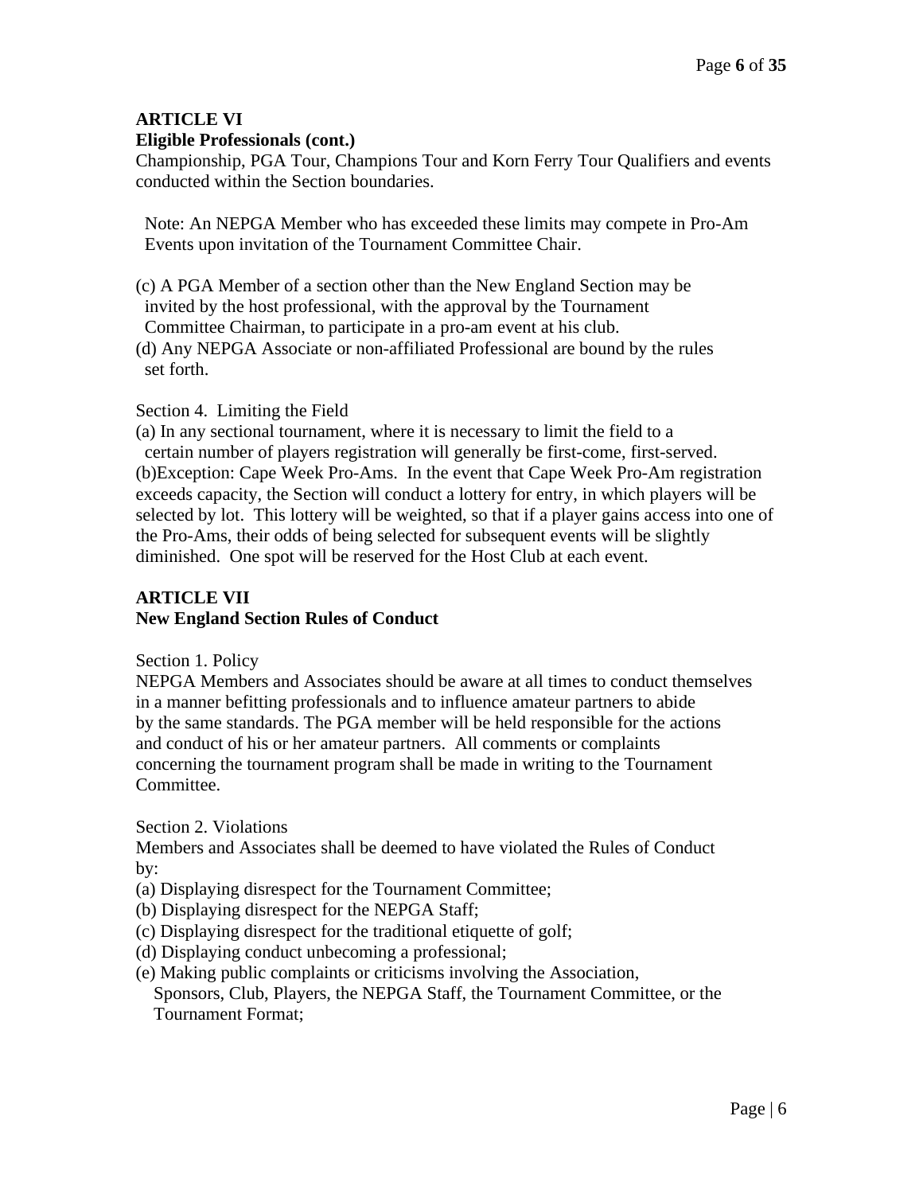## ARTICLE VI

**Eligible Professionals (cont.)**

Championship, PGA Tour, Champions Tour and Korn Ferry Tour Qualifiers and events conducted within the Section boundaries.

Note: An NEPGA Member who has exceeded these limits may compete in Pro-Am Events upon invitation of the Tournament Committee Chair.

(c) A PGA Member of a section other than the New England Section may be invited by the host professional, with the approval by the Tournament Committee Chairman, to participate in a pro-am event at his club.

(d) Any NEPGA Associate or non-affiliated Professional are bound by the rules set forth.

Section 4. Limiting the Field

(a) In any sectional tournament, where it is necessary to limit the field to a certain number of players registration will generally be first-come, first-served.

(b)Exception: Cape Week Pro-Ams. In the event that Cape Week Pro-Am registration exceeds capacity, the Section will conduct a lottery for entry, in which players will be selected by lot. This lottery will be weighted, so that if a player gains access into one of the Pro-Ams, their odds of being selected for subsequent events will be slightly diminished. One spot will be reserved for the Host Club at each event.

## ARTICLE VII

**New England Section Rules of Conduct**

Section 1. Policy

NEPGA Members and Associates should be aware at all times to conduct themselves in a manner befitting professionals and to influence amateur partners to abide by the same standards. The PGA member will be held responsible for the actions and conduct of his or her amateur partners. All comments or complaints concerning the tournament program shall be made in writing to the Tournament Committee.

Section 2. Violations

Members and Associates shall be deemed to have violated the Rules of Conduct by:

(a) Displaying disrespect for the Tournament Committee;

(b) Displaying disrespect for the NEPGA Staff;

(c) Displaying disrespect for the traditional etiquette of golf;

(d) Displaying conduct unbecoming a professional;

(e) Making public complaints or criticisms involving the Association, Sponsors, Club, Players, the NEPGA Staff, the Tournament Committee, or the Tournament Format;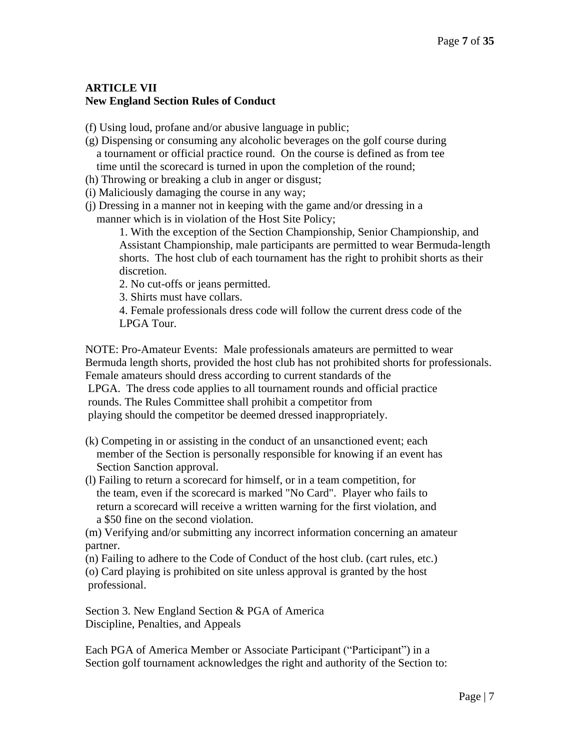**ARTICLE VII**
**New England Section Rules of Conduct**

(f) Using loud, profane and/or abusive language in public;

(g) Dispensing or consuming any alcoholic beverages on the golf course during a tournament or official practice round. On the course is defined as from tee time until the scorecard is turned in upon the completion of the round;

(h) Throwing or breaking a club in anger or disgust;

(i) Maliciously damaging the course in any way;

(j) Dressing in a manner not in keeping with the game and/or dressing in a manner which is in violation of the Host Site Policy;

1. With the exception of the Section Championship, Senior Championship, and Assistant Championship, male participants are permitted to wear Bermuda-length shorts. The host club of each tournament has the right to prohibit shorts as their discretion.
2. No cut-offs or jeans permitted.
3. Shirts must have collars.
4. Female professionals dress code will follow the current dress code of the LPGA Tour.

NOTE: Pro-Amateur Events: Male professionals amateurs are permitted to wear Bermuda length shorts, provided the host club has not prohibited shorts for professionals. Female amateurs should dress according to current standards of the LPGA. The dress code applies to all tournament rounds and official practice rounds. The Rules Committee shall prohibit a competitor from playing should the competitor be deemed dressed inappropriately.

(k) Competing in or assisting in the conduct of an unsanctioned event; each member of the Section is personally responsible for knowing if an event has Section Sanction approval.

(l) Failing to return a scorecard for himself, or in a team competition, for the team, even if the scorecard is marked "No Card". Player who fails to return a scorecard will receive a written warning for the first violation, and a $50 fine on the second violation.

(m) Verifying and/or submitting any incorrect information concerning an amateur partner.

(n) Failing to adhere to the Code of Conduct of the host club. (cart rules, etc.)

(o) Card playing is prohibited on site unless approval is granted by the host professional.

Section 3. New England Section & PGA of America
Discipline, Penalties, and Appeals

Each PGA of America Member or Associate Participant ("Participant") in a Section golf tournament acknowledges the right and authority of the Section to: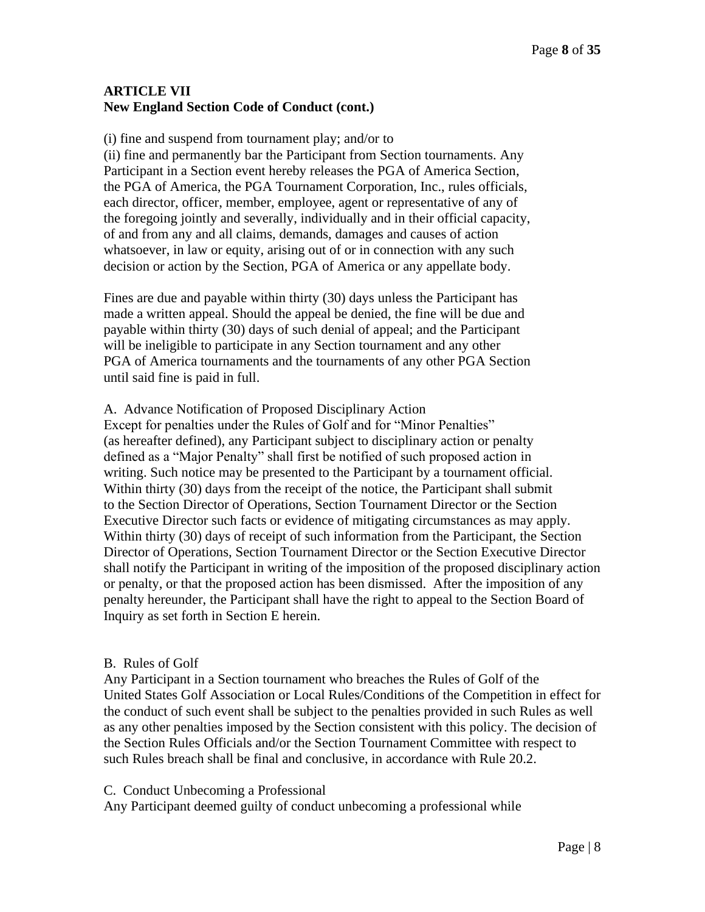## ARTICLE VII
**New England Section Code of Conduct (cont.)**

(i) fine and suspend from tournament play; and/or to
(ii) fine and permanently bar the Participant from Section tournaments. Any Participant in a Section event hereby releases the PGA of America Section, the PGA of America, the PGA Tournament Corporation, Inc., rules officials, each director, officer, member, employee, agent or representative of any of the foregoing jointly and severally, individually and in their official capacity, of and from any and all claims, demands, damages and causes of action whatsoever, in law or equity, arising out of or in connection with any such decision or action by the Section, PGA of America or any appellate body.

Fines are due and payable within thirty (30) days unless the Participant has made a written appeal. Should the appeal be denied, the fine will be due and payable within thirty (30) days of such denial of appeal; and the Participant will be ineligible to participate in any Section tournament and any other PGA of America tournaments and the tournaments of any other PGA Section until said fine is paid in full.

A. Advance Notification of Proposed Disciplinary Action
Except for penalties under the Rules of Golf and for "Minor Penalties" (as hereafter defined), any Participant subject to disciplinary action or penalty defined as a "Major Penalty" shall first be notified of such proposed action in writing. Such notice may be presented to the Participant by a tournament official. Within thirty (30) days from the receipt of the notice, the Participant shall submit to the Section Director of Operations, Section Tournament Director or the Section Executive Director such facts or evidence of mitigating circumstances as may apply. Within thirty (30) days of receipt of such information from the Participant, the Section Director of Operations, Section Tournament Director or the Section Executive Director shall notify the Participant in writing of the imposition of the proposed disciplinary action or penalty, or that the proposed action has been dismissed. After the imposition of any penalty hereunder, the Participant shall have the right to appeal to the Section Board of Inquiry as set forth in Section E herein.

B. Rules of Golf
Any Participant in a Section tournament who breaches the Rules of Golf of the United States Golf Association or Local Rules/Conditions of the Competition in effect for the conduct of such event shall be subject to the penalties provided in such Rules as well as any other penalties imposed by the Section consistent with this policy. The decision of the Section Rules Officials and/or the Section Tournament Committee with respect to such Rules breach shall be final and conclusive, in accordance with Rule 20.2.

C. Conduct Unbecoming a Professional
Any Participant deemed guilty of conduct unbecoming a professional while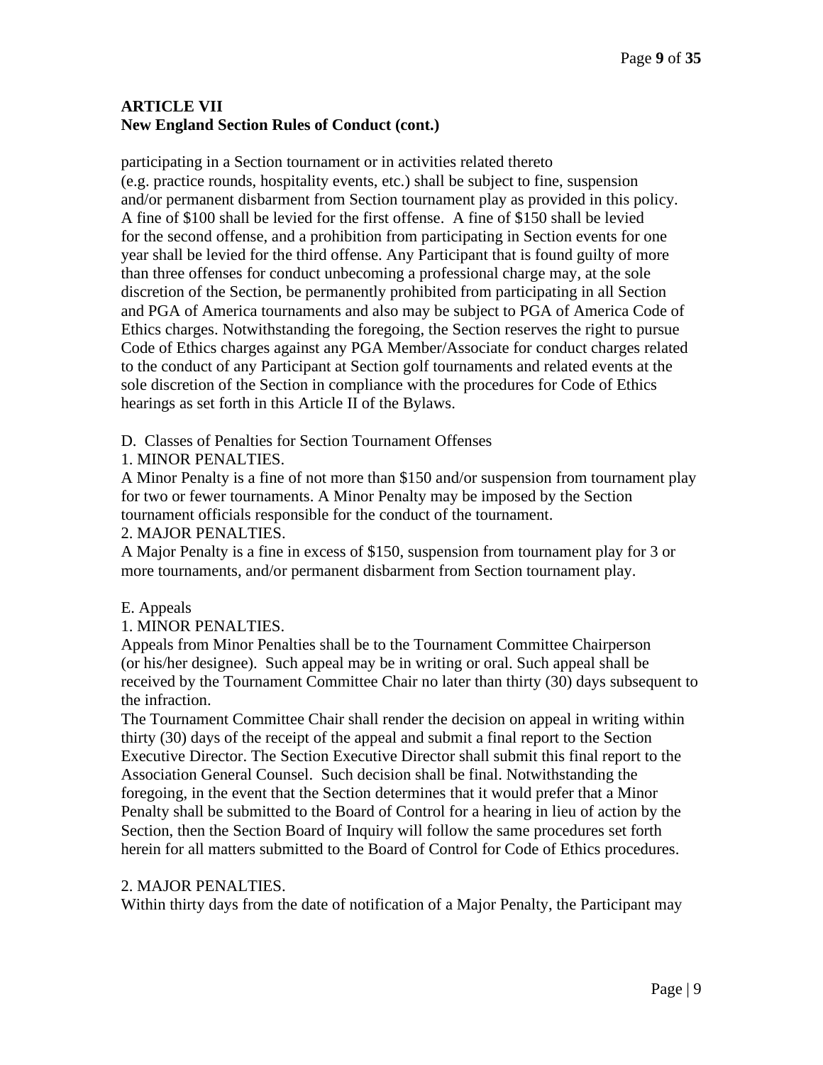**ARTICLE VII**
**New England Section Rules of Conduct (cont.)**

participating in a Section tournament or in activities related thereto (e.g. practice rounds, hospitality events, etc.) shall be subject to fine, suspension and/or permanent disbarment from Section tournament play as provided in this policy. A fine of $100 shall be levied for the first offense. A fine of $150 shall be levied for the second offense, and a prohibition from participating in Section events for one year shall be levied for the third offense. Any Participant that is found guilty of more than three offenses for conduct unbecoming a professional charge may, at the sole discretion of the Section, be permanently prohibited from participating in all Section and PGA of America tournaments and also may be subject to PGA of America Code of Ethics charges. Notwithstanding the foregoing, the Section reserves the right to pursue Code of Ethics charges against any PGA Member/Associate for conduct charges related to the conduct of any Participant at Section golf tournaments and related events at the sole discretion of the Section in compliance with the procedures for Code of Ethics hearings as set forth in this Article II of the Bylaws.

D. Classes of Penalties for Section Tournament Offenses

1. MINOR PENALTIES.

A Minor Penalty is a fine of not more than $150 and/or suspension from tournament play for two or fewer tournaments. A Minor Penalty may be imposed by the Section tournament officials responsible for the conduct of the tournament.

2. MAJOR PENALTIES.

A Major Penalty is a fine in excess of $150, suspension from tournament play for 3 or more tournaments, and/or permanent disbarment from Section tournament play.

E. Appeals

1. MINOR PENALTIES.

Appeals from Minor Penalties shall be to the Tournament Committee Chairperson (or his/her designee). Such appeal may be in writing or oral. Such appeal shall be received by the Tournament Committee Chair no later than thirty (30) days subsequent to the infraction.

The Tournament Committee Chair shall render the decision on appeal in writing within thirty (30) days of the receipt of the appeal and submit a final report to the Section Executive Director. The Section Executive Director shall submit this final report to the Association General Counsel. Such decision shall be final. Notwithstanding the foregoing, in the event that the Section determines that it would prefer that a Minor Penalty shall be submitted to the Board of Control for a hearing in lieu of action by the Section, then the Section Board of Inquiry will follow the same procedures set forth herein for all matters submitted to the Board of Control for Code of Ethics procedures.

2. MAJOR PENALTIES.

Within thirty days from the date of notification of a Major Penalty, the Participant may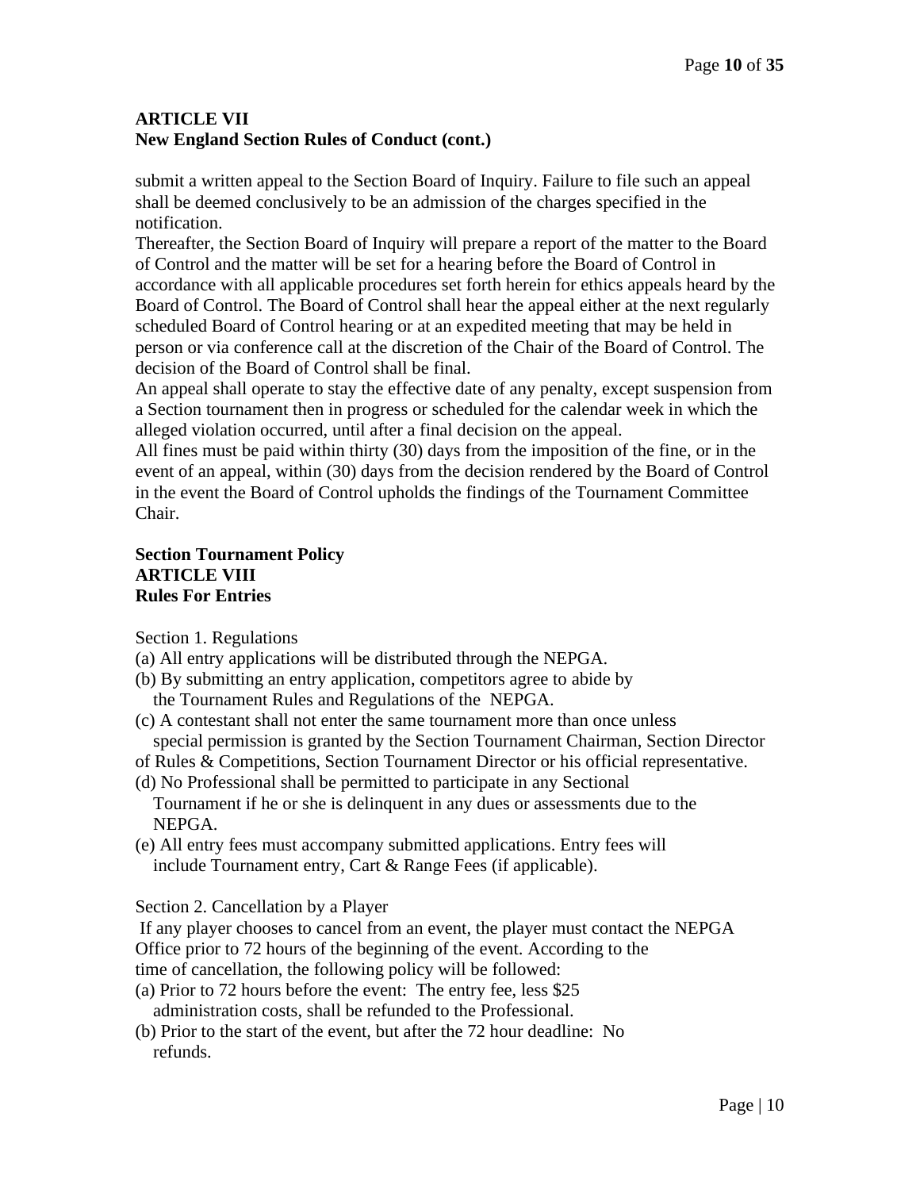## ARTICLE VII
## New England Section Rules of Conduct (cont.)

submit a written appeal to the Section Board of Inquiry. Failure to file such an appeal shall be deemed conclusively to be an admission of the charges specified in the notification.

Thereafter, the Section Board of Inquiry will prepare a report of the matter to the Board of Control and the matter will be set for a hearing before the Board of Control in accordance with all applicable procedures set forth herein for ethics appeals heard by the Board of Control. The Board of Control shall hear the appeal either at the next regularly scheduled Board of Control hearing or at an expedited meeting that may be held in person or via conference call at the discretion of the Chair of the Board of Control. The decision of the Board of Control shall be final.

An appeal shall operate to stay the effective date of any penalty, except suspension from a Section tournament then in progress or scheduled for the calendar week in which the alleged violation occurred, until after a final decision on the appeal.

All fines must be paid within thirty (30) days from the imposition of the fine, or in the event of an appeal, within (30) days from the decision rendered by the Board of Control in the event the Board of Control upholds the findings of the Tournament Committee Chair.

## Section Tournament Policy
## ARTICLE VIII
## Rules For Entries

Section 1. Regulations

(a) All entry applications will be distributed through the NEPGA.
(b) By submitting an entry application, competitors agree to abide by the Tournament Rules and Regulations of the NEPGA.
(c) A contestant shall not enter the same tournament more than once unless special permission is granted by the Section Tournament Chairman, Section Director of Rules & Competitions, Section Tournament Director or his official representative.
(d) No Professional shall be permitted to participate in any Sectional Tournament if he or she is delinquent in any dues or assessments due to the NEPGA.
(e) All entry fees must accompany submitted applications. Entry fees will include Tournament entry, Cart & Range Fees (if applicable).

Section 2. Cancellation by a Player

If any player chooses to cancel from an event, the player must contact the NEPGA Office prior to 72 hours of the beginning of the event. According to the time of cancellation, the following policy will be followed:

(a) Prior to 72 hours before the event: The entry fee, less $25 administration costs, shall be refunded to the Professional.
(b) Prior to the start of the event, but after the 72 hour deadline: No refunds.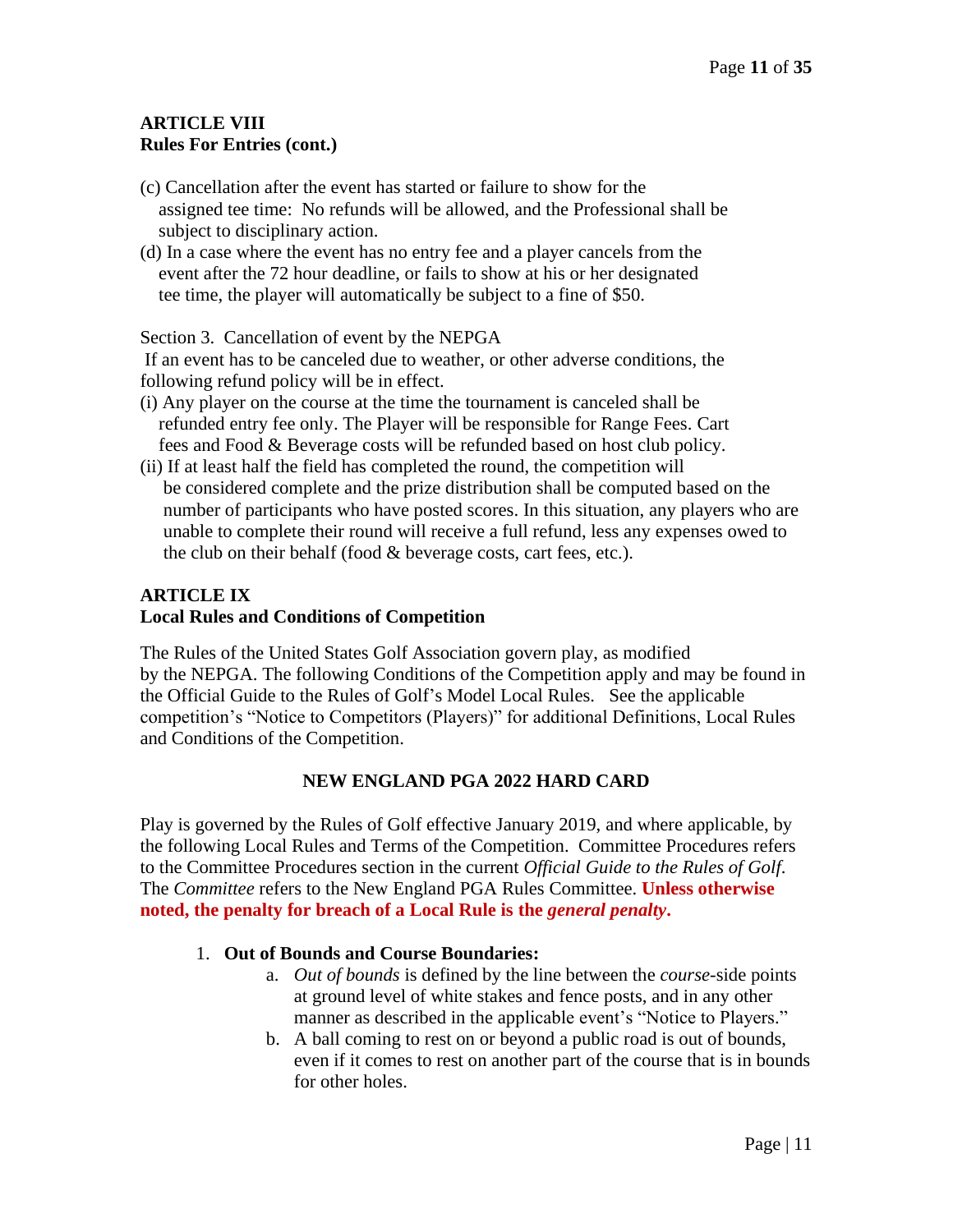**ARTICLE VIII**
**Rules For Entries (cont.)**

(c) Cancellation after the event has started or failure to show for the assigned tee time: No refunds will be allowed, and the Professional shall be subject to disciplinary action.

(d) In a case where the event has no entry fee and a player cancels from the event after the 72 hour deadline, or fails to show at his or her designated tee time, the player will automatically be subject to a fine of $50.

Section 3. Cancellation of event by the NEPGA

If an event has to be canceled due to weather, or other adverse conditions, the following refund policy will be in effect.

(i) Any player on the course at the time the tournament is canceled shall be refunded entry fee only. The Player will be responsible for Range Fees. Cart fees and Food & Beverage costs will be refunded based on host club policy.

(ii) If at least half the field has completed the round, the competition will be considered complete and the prize distribution shall be computed based on the number of participants who have posted scores. In this situation, any players who are unable to complete their round will receive a full refund, less any expenses owed to the club on their behalf (food & beverage costs, cart fees, etc.).

**ARTICLE IX**
**Local Rules and Conditions of Competition**

The Rules of the United States Golf Association govern play, as modified by the NEPGA. The following Conditions of the Competition apply and may be found in the Official Guide to the Rules of Golf's Model Local Rules. See the applicable competition's "Notice to Competitors (Players)" for additional Definitions, Local Rules and Conditions of the Competition.

**NEW ENGLAND PGA 2022 HARD CARD**

Play is governed by the Rules of Golf effective January 2019, and where applicable, by the following Local Rules and Terms of the Competition. Committee Procedures refers to the Committee Procedures section in the current *Official Guide to the Rules of Golf.* The *Committee* refers to the New England PGA Rules Committee. **Unless otherwise noted, the penalty for breach of a Local Rule is the *general penalty*.**

1. **Out of Bounds and Course Boundaries:**
    a. *Out of bounds* is defined by the line between the *course*-side points at ground level of white stakes and fence posts, and in any other manner as described in the applicable event's "Notice to Players."
    b. A ball coming to rest on or beyond a public road is out of bounds, even if it comes to rest on another part of the course that is in bounds for other holes.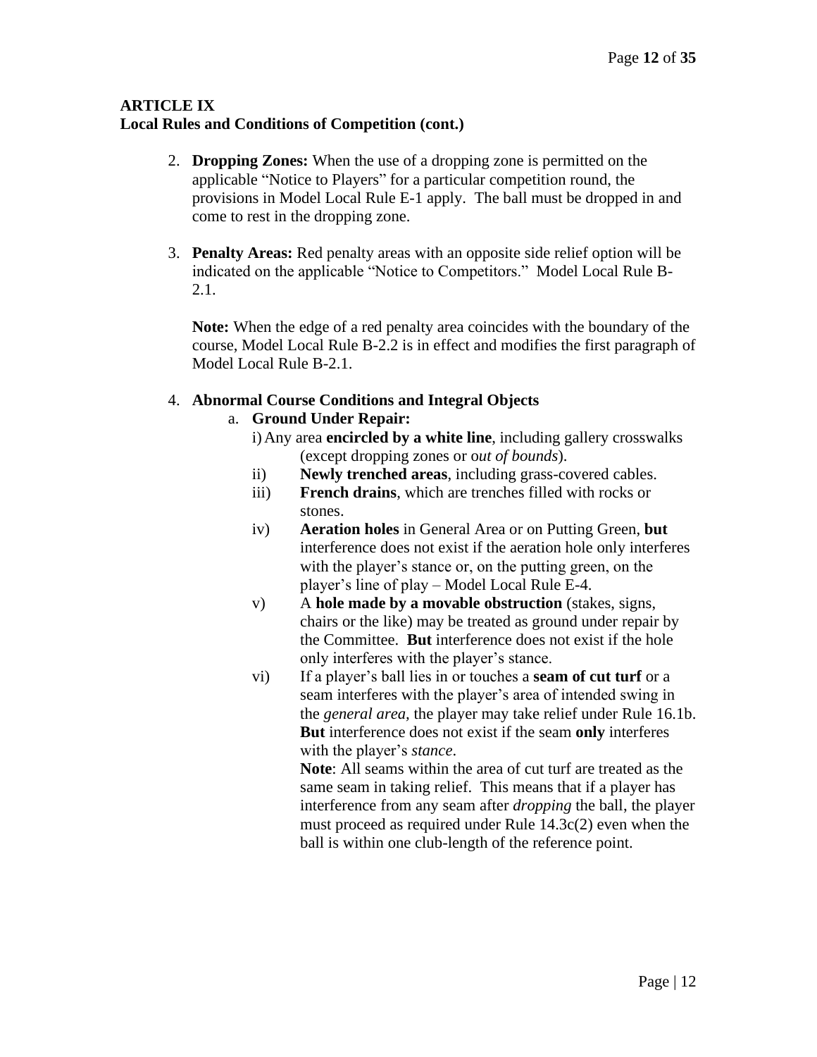**ARTICLE IX**
**Local Rules and Conditions of Competition (cont.)**

2. **Dropping Zones:** When the use of a dropping zone is permitted on the applicable "Notice to Players" for a particular competition round, the provisions in Model Local Rule E-1 apply. The ball must be dropped in and come to rest in the dropping zone.

3. **Penalty Areas:** Red penalty areas with an opposite side relief option will be indicated on the applicable "Notice to Competitors." Model Local Rule B-2.1.

   **Note:** When the edge of a red penalty area coincides with the boundary of the course, Model Local Rule B-2.2 is in effect and modifies the first paragraph of Model Local Rule B-2.1.

4. **Abnormal Course Conditions and Integral Objects**
   a. **Ground Under Repair:**
      i) Any area **encircled by a white line**, including gallery crosswalks (except dropping zones or o*ut of bounds*).
      ii) **Newly trenched areas**, including grass-covered cables.
      iii) **French drains**, which are trenches filled with rocks or stones.
      iv) **Aeration holes** in General Area or on Putting Green, **but** interference does not exist if the aeration hole only interferes with the player's stance or, on the putting green, on the player's line of play – Model Local Rule E-4.
      v) A **hole made by a movable obstruction** (stakes, signs, chairs or the like) may be treated as ground under repair by the Committee. **But** interference does not exist if the hole only interferes with the player's stance.
      vi) If a player's ball lies in or touches a **seam of cut turf** or a seam interferes with the player's area of intended swing in the *general area*, the player may take relief under Rule 16.1b. **But** interference does not exist if the seam **only** interferes with the player's *stance*.

         **Note**: All seams within the area of cut turf are treated as the same seam in taking relief. This means that if a player has interference from any seam after *dropping* the ball, the player must proceed as required under Rule 14.3c(2) even when the ball is within one club-length of the reference point.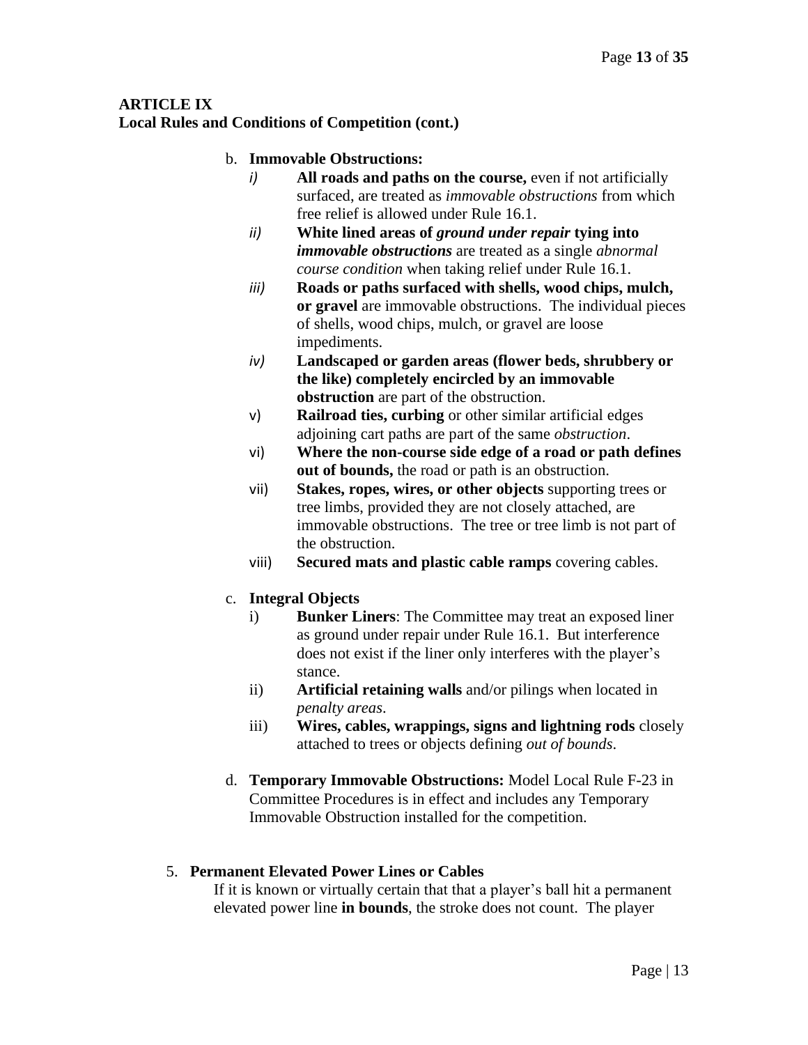**ARTICLE IX**
**Local Rules and Conditions of Competition (cont.)**

b. **Immovable Obstructions:**
   - *i)* **All roads and paths on the course,** even if not artificially surfaced, are treated as *immovable obstructions* from which free relief is allowed under Rule 16.1.
   - *ii)* **White lined areas of *ground under repair* tying into *immovable obstructions*** are treated as a single *abnormal course condition* when taking relief under Rule 16.1.
   - *iii)* **Roads or paths surfaced with shells, wood chips, mulch, or gravel** are immovable obstructions. The individual pieces of shells, wood chips, mulch, or gravel are loose impediments.
   - *iv)* **Landscaped or garden areas (flower beds, shrubbery or the like) completely encircled by an immovable obstruction** are part of the obstruction.
   - v) **Railroad ties, curbing** or other similar artificial edges adjoining cart paths are part of the same *obstruction*.
   - vi) **Where the non-course side edge of a road or path defines out of bounds,** the road or path is an obstruction.
   - vii) **Stakes, ropes, wires, or other objects** supporting trees or tree limbs, provided they are not closely attached, are immovable obstructions. The tree or tree limb is not part of the obstruction.
   - viii) **Secured mats and plastic cable ramps** covering cables.

c. **Integral Objects**
   - i) **Bunker Liners**: The Committee may treat an exposed liner as ground under repair under Rule 16.1. But interference does not exist if the liner only interferes with the player's stance.
   - ii) **Artificial retaining walls** and/or pilings when located in *penalty areas*.
   - iii) **Wires, cables, wrappings, signs and lightning rods** closely attached to trees or objects defining *out of bounds*.

d. **Temporary Immovable Obstructions:** Model Local Rule F-23 in Committee Procedures is in effect and includes any Temporary Immovable Obstruction installed for the competition.

5. **Permanent Elevated Power Lines or Cables**

   If it is known or virtually certain that that a player's ball hit a permanent elevated power line **in bounds**, the stroke does not count. The player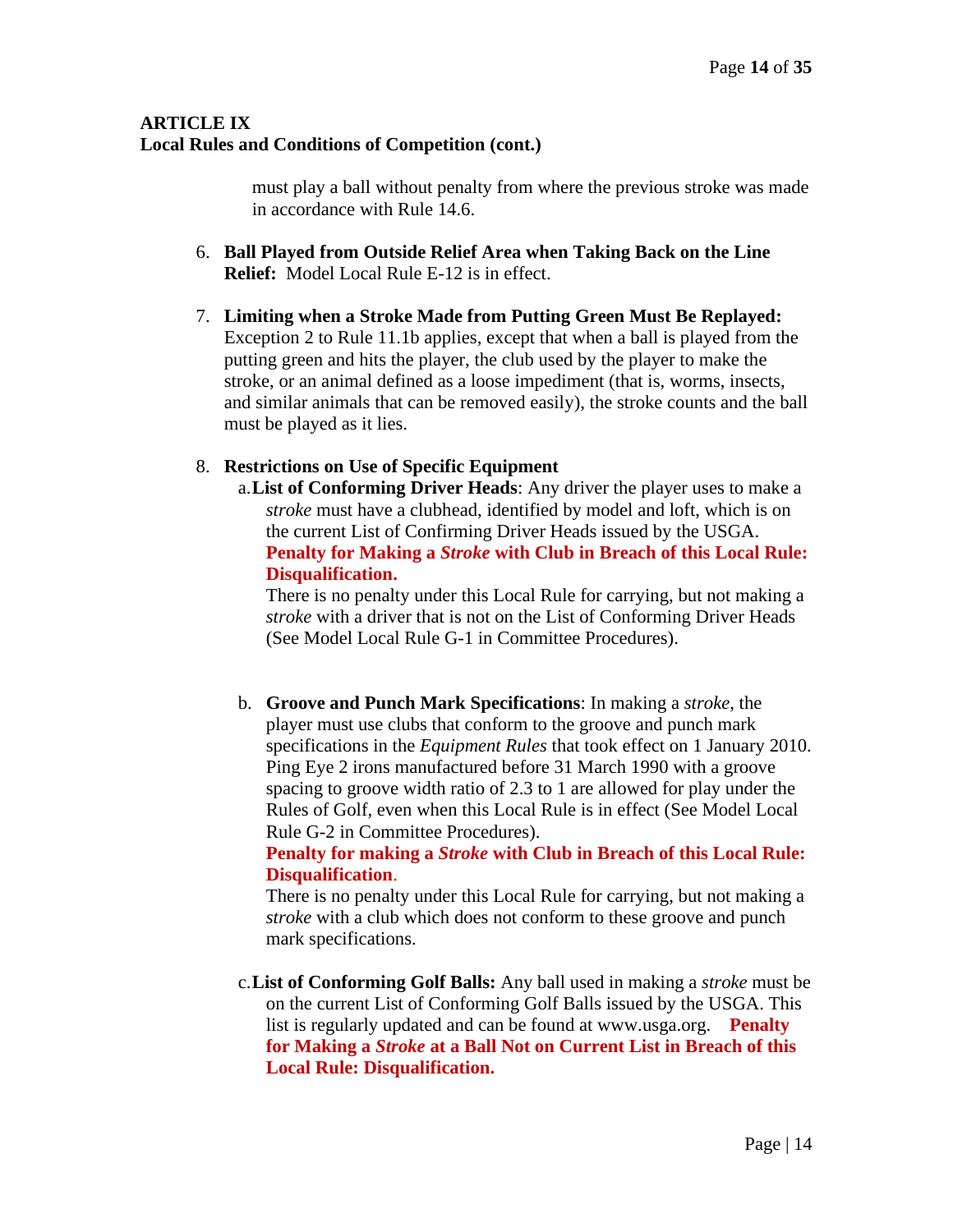**ARTICLE IX**
**Local Rules and Conditions of Competition (cont.)**

must play a ball without penalty from where the previous stroke was made in accordance with Rule 14.6.

6. **Ball Played from Outside Relief Area when Taking Back on the Line Relief:** Model Local Rule E-12 is in effect.

7. **Limiting when a Stroke Made from Putting Green Must Be Replayed:** Exception 2 to Rule 11.1b applies, except that when a ball is played from the putting green and hits the player, the club used by the player to make the stroke, or an animal defined as a loose impediment (that is, worms, insects, and similar animals that can be removed easily), the stroke counts and the ball must be played as it lies.

8. **Restrictions on Use of Specific Equipment**

   a. **List of Conforming Driver Heads**: Any driver the player uses to make a *stroke* must have a clubhead, identified by model and loft, which is on the current List of Confirming Driver Heads issued by the USGA.
   **Penalty for Making a *Stroke* with Club in Breach of this Local Rule: Disqualification.**
   There is no penalty under this Local Rule for carrying, but not making a *stroke* with a driver that is not on the List of Conforming Driver Heads (See Model Local Rule G-1 in Committee Procedures).

   b. **Groove and Punch Mark Specifications**: In making a *stroke*, the player must use clubs that conform to the groove and punch mark specifications in the *Equipment Rules* that took effect on 1 January 2010. Ping Eye 2 irons manufactured before 31 March 1990 with a groove spacing to groove width ratio of 2.3 to 1 are allowed for play under the Rules of Golf, even when this Local Rule is in effect (See Model Local Rule G-2 in Committee Procedures).
   **Penalty for making a *Stroke* with Club in Breach of this Local Rule: Disqualification**.
   There is no penalty under this Local Rule for carrying, but not making a *stroke* with a club which does not conform to these groove and punch mark specifications.

   c. **List of Conforming Golf Balls:** Any ball used in making a *stroke* must be on the current List of Conforming Golf Balls issued by the USGA. This list is regularly updated and can be found at www.usga.org. **Penalty for Making a *Stroke* at a Ball Not on Current List in Breach of this Local Rule: Disqualification.**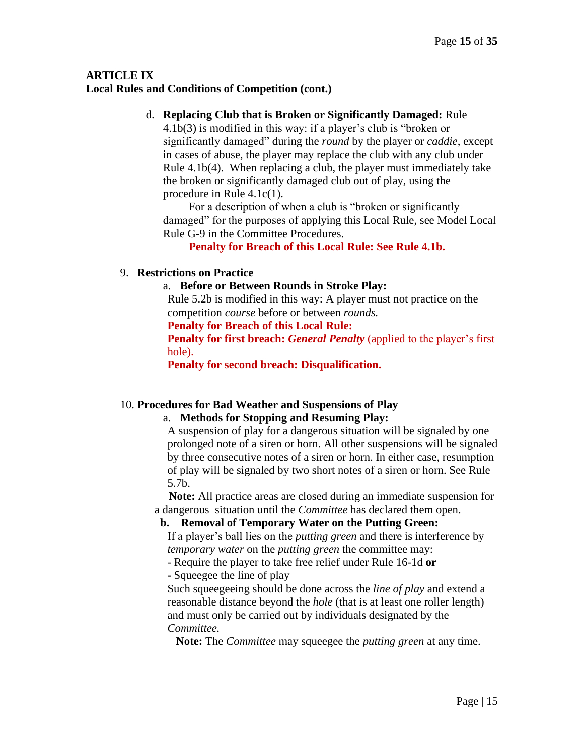**ARTICLE IX**
**Local Rules and Conditions of Competition (cont.)**

d. **Replacing Club that is Broken or Significantly Damaged:** Rule 4.1b(3) is modified in this way: if a player's club is "broken or significantly damaged" during the *round* by the player or *caddie*, except in cases of abuse, the player may replace the club with any club under Rule 4.1b(4). When replacing a club, the player must immediately take the broken or significantly damaged club out of play, using the procedure in Rule 4.1c(1).

For a description of when a club is "broken or significantly damaged" for the purposes of applying this Local Rule, see Model Local Rule G-9 in the Committee Procedures.

**Penalty for Breach of this Local Rule: See Rule 4.1b.**

9. **Restrictions on Practice**

a. **Before or Between Rounds in Stroke Play:**
Rule 5.2b is modified in this way: A player must not practice on the competition *course* before or between *rounds.*
**Penalty for Breach of this Local Rule:**
**Penalty for first breach: *General Penalty*** (applied to the player's first hole).
**Penalty for second breach: Disqualification.**

10. **Procedures for Bad Weather and Suspensions of Play**

a. **Methods for Stopping and Resuming Play:**
A suspension of play for a dangerous situation will be signaled by one prolonged note of a siren or horn. All other suspensions will be signaled by three consecutive notes of a siren or horn. In either case, resumption of play will be signaled by two short notes of a siren or horn. See Rule 5.7b.

**Note:** All practice areas are closed during an immediate suspension for a dangerous situation until the *Committee* has declared them open.

b. **Removal of Temporary Water on the Putting Green:**
If a player's ball lies on the *putting green* and there is interference by *temporary water* on the *putting green* the committee may:
- Require the player to take free relief under Rule 16-1d **or**
- Squeegee the line of play

Such squeegeeing should be done across the *line of play* and extend a reasonable distance beyond the *hole* (that is at least one roller length) and must only be carried out by individuals designated by the *Committee.*

**Note:** The *Committee* may squeegee the *putting green* at any time.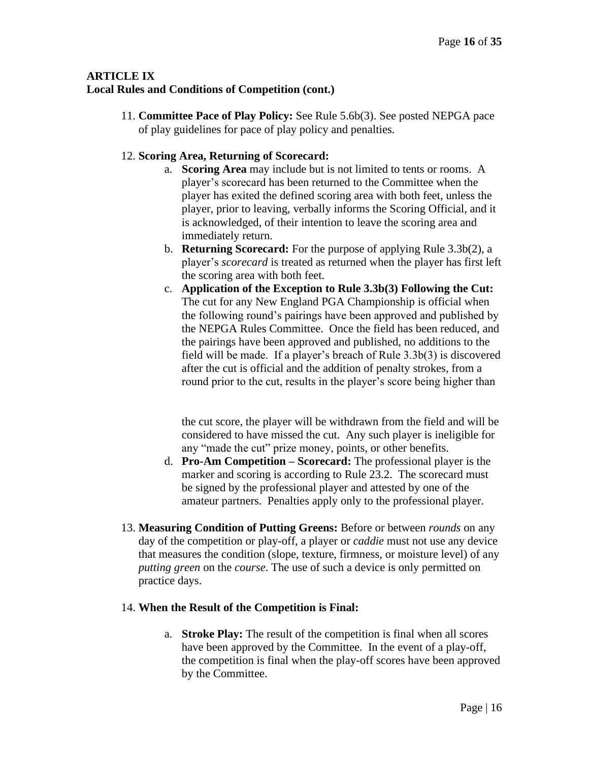**ARTICLE IX**
**Local Rules and Conditions of Competition (cont.)**

11. **Committee Pace of Play Policy:** See Rule 5.6b(3). See posted NEPGA pace of play guidelines for pace of play policy and penalties.

12. **Scoring Area, Returning of Scorecard:**
    a. **Scoring Area** may include but is not limited to tents or rooms. A player's scorecard has been returned to the Committee when the player has exited the defined scoring area with both feet, unless the player, prior to leaving, verbally informs the Scoring Official, and it is acknowledged, of their intention to leave the scoring area and immediately return.
    b. **Returning Scorecard:** For the purpose of applying Rule 3.3b(2), a player's *scorecard* is treated as returned when the player has first left the scoring area with both feet.
    c. **Application of the Exception to Rule 3.3b(3) Following the Cut:** The cut for any New England PGA Championship is official when the following round's pairings have been approved and published by the NEPGA Rules Committee. Once the field has been reduced, and the pairings have been approved and published, no additions to the field will be made. If a player's breach of Rule 3.3b(3) is discovered after the cut is official and the addition of penalty strokes, from a round prior to the cut, results in the player's score being higher than the cut score, the player will be withdrawn from the field and will be considered to have missed the cut. Any such player is ineligible for any "made the cut" prize money, points, or other benefits.
    d. **Pro-Am Competition – Scorecard:** The professional player is the marker and scoring is according to Rule 23.2. The scorecard must be signed by the professional player and attested by one of the amateur partners. Penalties apply only to the professional player.

13. **Measuring Condition of Putting Greens:** Before or between *rounds* on any day of the competition or play-off, a player or *caddie* must not use any device that measures the condition (slope, texture, firmness, or moisture level) of any *putting green* on the *course*. The use of such a device is only permitted on practice days.

14. **When the Result of the Competition is Final:**
    a. **Stroke Play:** The result of the competition is final when all scores have been approved by the Committee. In the event of a play-off, the competition is final when the play-off scores have been approved by the Committee.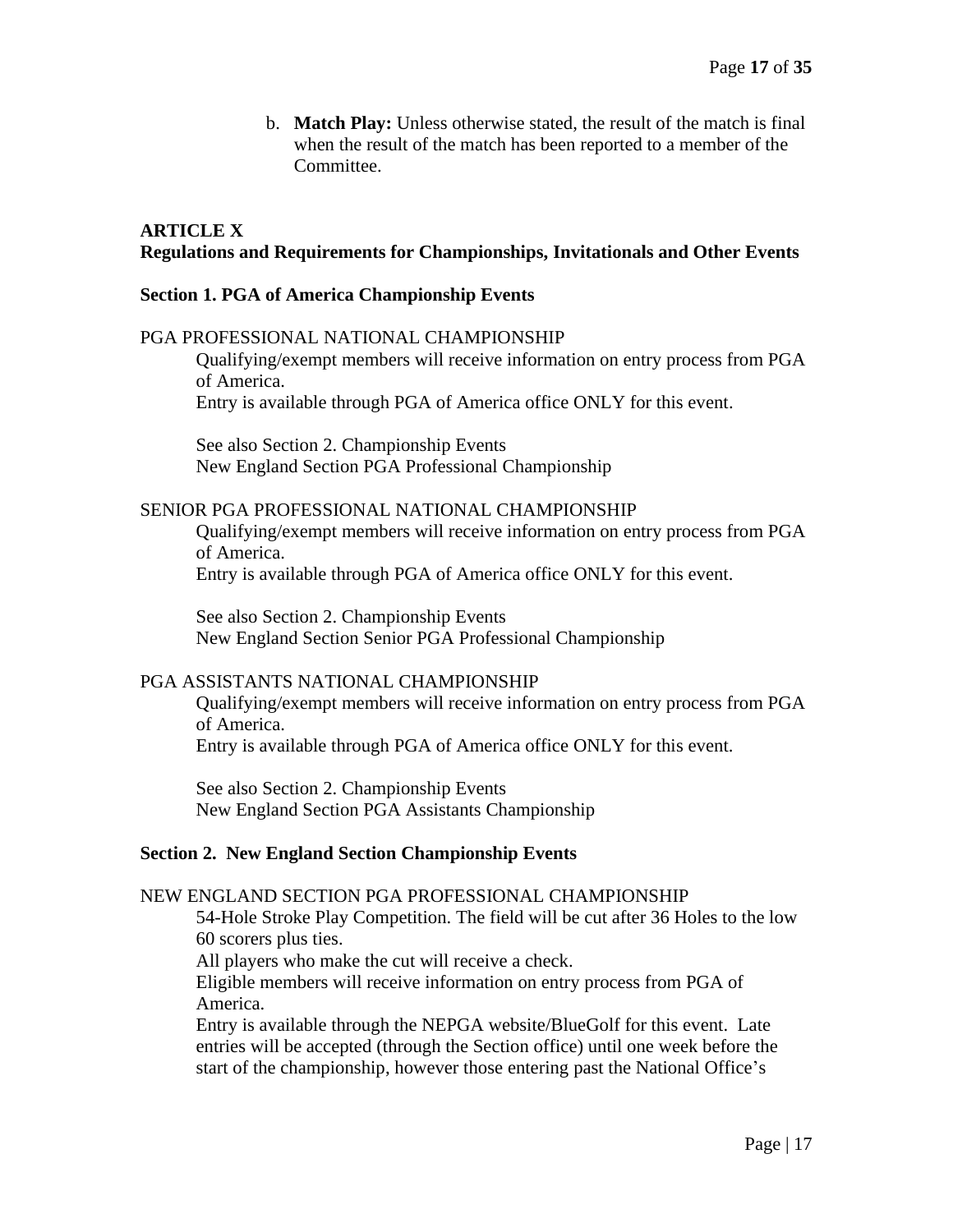b. **Match Play:** Unless otherwise stated, the result of the match is final when the result of the match has been reported to a member of the Committee.

## ARTICLE X
## Regulations and Requirements for Championships, Invitationals and Other Events

### Section 1. PGA of America Championship Events

PGA PROFESSIONAL NATIONAL CHAMPIONSHIP

Qualifying/exempt members will receive information on entry process from PGA of America.
Entry is available through PGA of America office ONLY for this event.

See also Section 2. Championship Events
New England Section PGA Professional Championship

SENIOR PGA PROFESSIONAL NATIONAL CHAMPIONSHIP

Qualifying/exempt members will receive information on entry process from PGA of America.
Entry is available through PGA of America office ONLY for this event.

See also Section 2. Championship Events
New England Section Senior PGA Professional Championship

PGA ASSISTANTS NATIONAL CHAMPIONSHIP

Qualifying/exempt members will receive information on entry process from PGA of America.
Entry is available through PGA of America office ONLY for this event.

See also Section 2. Championship Events
New England Section PGA Assistants Championship

### Section 2. New England Section Championship Events

NEW ENGLAND SECTION PGA PROFESSIONAL CHAMPIONSHIP

54-Hole Stroke Play Competition. The field will be cut after 36 Holes to the low 60 scorers plus ties.
All players who make the cut will receive a check.
Eligible members will receive information on entry process from PGA of America.
Entry is available through the NEPGA website/BlueGolf for this event. Late entries will be accepted (through the Section office) until one week before the start of the championship, however those entering past the National Office's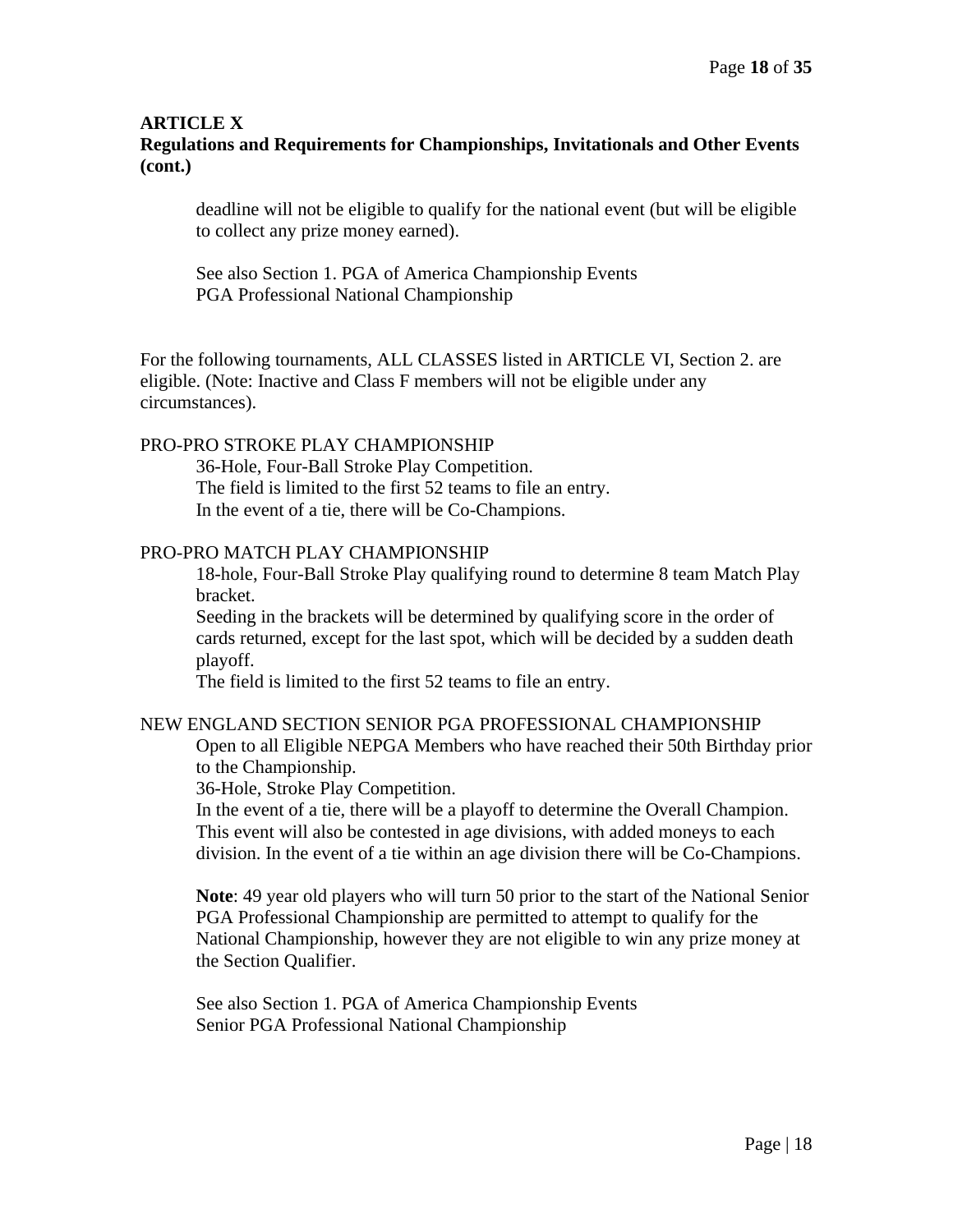**ARTICLE X**
**Regulations and Requirements for Championships, Invitationals and Other Events (cont.)**

deadline will not be eligible to qualify for the national event (but will be eligible to collect any prize money earned).

See also Section 1. PGA of America Championship Events
PGA Professional National Championship

For the following tournaments, ALL CLASSES listed in ARTICLE VI, Section 2. are eligible. (Note: Inactive and Class F members will not be eligible under any circumstances).

PRO-PRO STROKE PLAY CHAMPIONSHIP

36-Hole, Four-Ball Stroke Play Competition.
The field is limited to the first 52 teams to file an entry.
In the event of a tie, there will be Co-Champions.

PRO-PRO MATCH PLAY CHAMPIONSHIP

18-hole, Four-Ball Stroke Play qualifying round to determine 8 team Match Play bracket.
Seeding in the brackets will be determined by qualifying score in the order of cards returned, except for the last spot, which will be decided by a sudden death playoff.
The field is limited to the first 52 teams to file an entry.

NEW ENGLAND SECTION SENIOR PGA PROFESSIONAL CHAMPIONSHIP

Open to all Eligible NEPGA Members who have reached their 50th Birthday prior to the Championship.
36-Hole, Stroke Play Competition.
In the event of a tie, there will be a playoff to determine the Overall Champion.
This event will also be contested in age divisions, with added moneys to each division. In the event of a tie within an age division there will be Co-Champions.

**Note**: 49 year old players who will turn 50 prior to the start of the National Senior PGA Professional Championship are permitted to attempt to qualify for the National Championship, however they are not eligible to win any prize money at the Section Qualifier.

See also Section 1. PGA of America Championship Events
Senior PGA Professional National Championship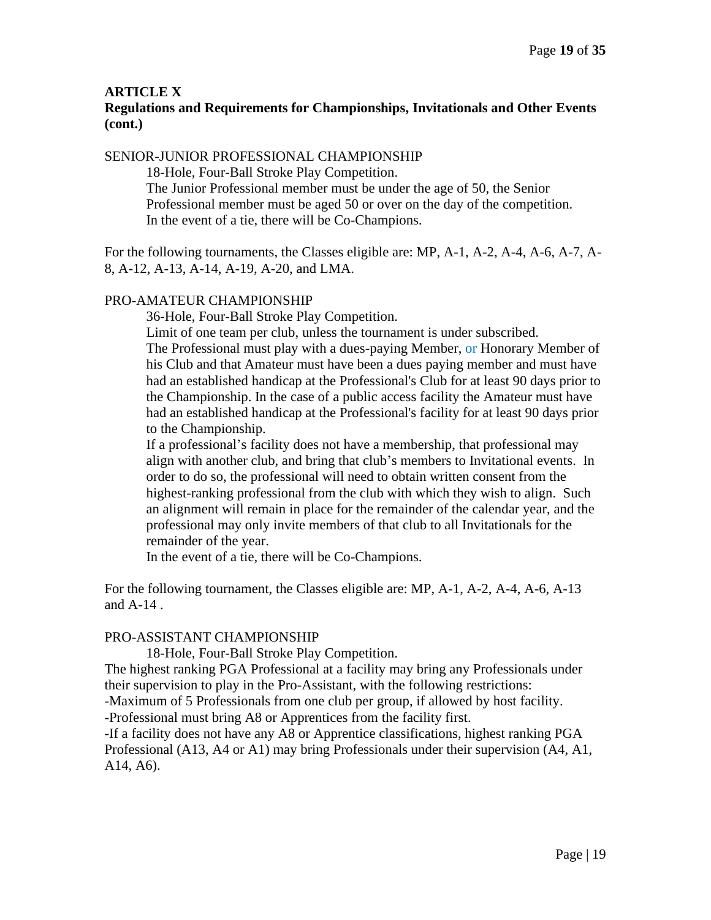## ARTICLE X
### Regulations and Requirements for Championships, Invitationals and Other Events (cont.)

SENIOR-JUNIOR PROFESSIONAL CHAMPIONSHIP

18-Hole, Four-Ball Stroke Play Competition.
The Junior Professional member must be under the age of 50, the Senior Professional member must be aged 50 or over on the day of the competition.
In the event of a tie, there will be Co-Champions.

For the following tournaments, the Classes eligible are: MP, A-1, A-2, A-4, A-6, A-7, A-8, A-12, A-13, A-14, A-19, A-20, and LMA.

PRO-AMATEUR CHAMPIONSHIP

36-Hole, Four-Ball Stroke Play Competition.
Limit of one team per club, unless the tournament is under subscribed.
The Professional must play with a dues-paying Member, or Honorary Member of his Club and that Amateur must have been a dues paying member and must have had an established handicap at the Professional's Club for at least 90 days prior to the Championship. In the case of a public access facility the Amateur must have had an established handicap at the Professional's facility for at least 90 days prior to the Championship.
If a professional's facility does not have a membership, that professional may align with another club, and bring that club's members to Invitational events. In order to do so, the professional will need to obtain written consent from the highest-ranking professional from the club with which they wish to align. Such an alignment will remain in place for the remainder of the calendar year, and the professional may only invite members of that club to all Invitationals for the remainder of the year.
In the event of a tie, there will be Co-Champions.

For the following tournament, the Classes eligible are: MP, A-1, A-2, A-4, A-6, A-13 and A-14 .

PRO-ASSISTANT CHAMPIONSHIP

18-Hole, Four-Ball Stroke Play Competition.

The highest ranking PGA Professional at a facility may bring any Professionals under their supervision to play in the Pro-Assistant, with the following restrictions:
-Maximum of 5 Professionals from one club per group, if allowed by host facility.
-Professional must bring A8 or Apprentices from the facility first.
-If a facility does not have any A8 or Apprentice classifications, highest ranking PGA Professional (A13, A4 or A1) may bring Professionals under their supervision (A4, A1, A14, A6).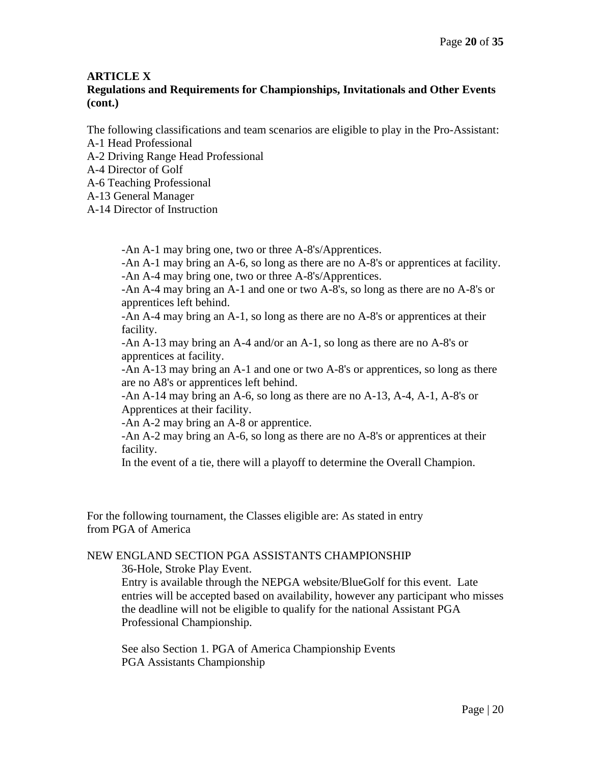**ARTICLE X**
**Regulations and Requirements for Championships, Invitationals and Other Events (cont.)**

The following classifications and team scenarios are eligible to play in the Pro-Assistant:
A-1 Head Professional
A-2 Driving Range Head Professional
A-4 Director of Golf
A-6 Teaching Professional
A-13 General Manager
A-14 Director of Instruction

-An A-1 may bring one, two or three A-8's/Apprentices.
-An A-1 may bring an A-6, so long as there are no A-8's or apprentices at facility.
-An A-4 may bring one, two or three A-8's/Apprentices.
-An A-4 may bring an A-1 and one or two A-8's, so long as there are no A-8's or apprentices left behind.
-An A-4 may bring an A-1, so long as there are no A-8's or apprentices at their facility.
-An A-13 may bring an A-4 and/or an A-1, so long as there are no A-8's or apprentices at facility.
-An A-13 may bring an A-1 and one or two A-8's or apprentices, so long as there are no A8's or apprentices left behind.
-An A-14 may bring an A-6, so long as there are no A-13, A-4, A-1, A-8's or Apprentices at their facility.
-An A-2 may bring an A-8 or apprentice.
-An A-2 may bring an A-6, so long as there are no A-8's or apprentices at their facility.
In the event of a tie, there will a playoff to determine the Overall Champion.

For the following tournament, the Classes eligible are: As stated in entry from PGA of America

NEW ENGLAND SECTION PGA ASSISTANTS CHAMPIONSHIP

36-Hole, Stroke Play Event.
Entry is available through the NEPGA website/BlueGolf for this event. Late entries will be accepted based on availability, however any participant who misses the deadline will not be eligible to qualify for the national Assistant PGA Professional Championship.

See also Section 1. PGA of America Championship Events
PGA Assistants Championship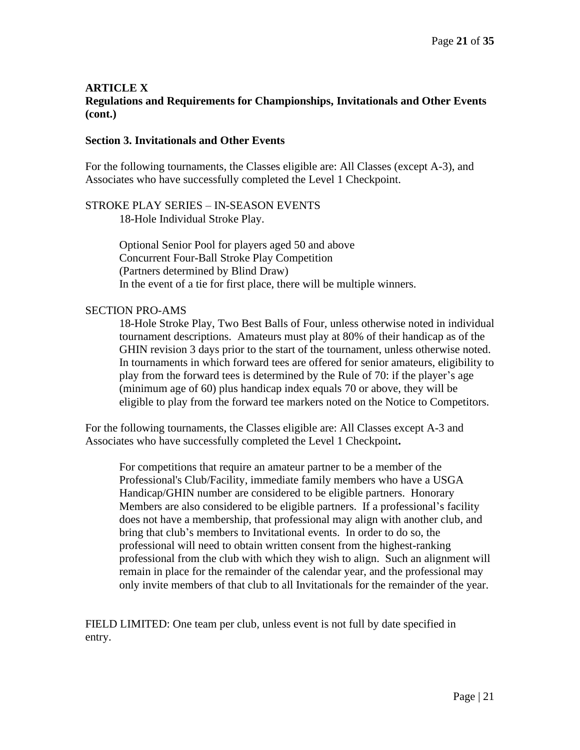**ARTICLE X**
**Regulations and Requirements for Championships, Invitationals and Other Events (cont.)**

**Section 3. Invitationals and Other Events**

For the following tournaments, the Classes eligible are: All Classes (except A-3), and Associates who have successfully completed the Level 1 Checkpoint.

STROKE PLAY SERIES – IN-SEASON EVENTS

18-Hole Individual Stroke Play.

Optional Senior Pool for players aged 50 and above
Concurrent Four-Ball Stroke Play Competition
(Partners determined by Blind Draw)
In the event of a tie for first place, there will be multiple winners.

SECTION PRO-AMS

18-Hole Stroke Play, Two Best Balls of Four, unless otherwise noted in individual tournament descriptions. Amateurs must play at 80% of their handicap as of the GHIN revision 3 days prior to the start of the tournament, unless otherwise noted. In tournaments in which forward tees are offered for senior amateurs, eligibility to play from the forward tees is determined by the Rule of 70: if the player's age (minimum age of 60) plus handicap index equals 70 or above, they will be eligible to play from the forward tee markers noted on the Notice to Competitors.

For the following tournaments, the Classes eligible are: All Classes except A-3 and Associates who have successfully completed the Level 1 Checkpoint**.**

For competitions that require an amateur partner to be a member of the Professional's Club/Facility, immediate family members who have a USGA Handicap/GHIN number are considered to be eligible partners. Honorary Members are also considered to be eligible partners. If a professional's facility does not have a membership, that professional may align with another club, and bring that club's members to Invitational events. In order to do so, the professional will need to obtain written consent from the highest-ranking professional from the club with which they wish to align. Such an alignment will remain in place for the remainder of the calendar year, and the professional may only invite members of that club to all Invitationals for the remainder of the year.

FIELD LIMITED: One team per club, unless event is not full by date specified in entry.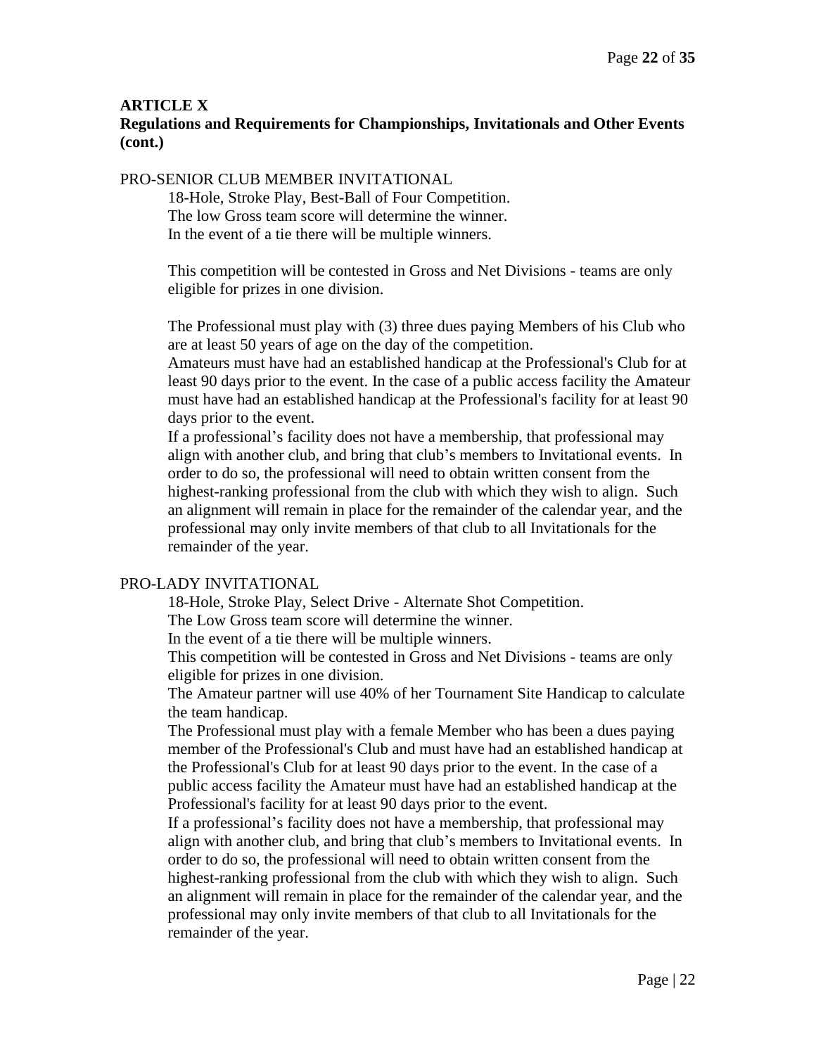**ARTICLE X**
**Regulations and Requirements for Championships, Invitationals and Other Events (cont.)**

PRO-SENIOR CLUB MEMBER INVITATIONAL

18-Hole, Stroke Play, Best-Ball of Four Competition.
The low Gross team score will determine the winner.
In the event of a tie there will be multiple winners.

This competition will be contested in Gross and Net Divisions - teams are only eligible for prizes in one division.

The Professional must play with (3) three dues paying Members of his Club who are at least 50 years of age on the day of the competition.
Amateurs must have had an established handicap at the Professional's Club for at least 90 days prior to the event. In the case of a public access facility the Amateur must have had an established handicap at the Professional's facility for at least 90 days prior to the event.
If a professional's facility does not have a membership, that professional may align with another club, and bring that club's members to Invitational events. In order to do so, the professional will need to obtain written consent from the highest-ranking professional from the club with which they wish to align. Such an alignment will remain in place for the remainder of the calendar year, and the professional may only invite members of that club to all Invitationals for the remainder of the year.

PRO-LADY INVITATIONAL

18-Hole, Stroke Play, Select Drive - Alternate Shot Competition.
The Low Gross team score will determine the winner.
In the event of a tie there will be multiple winners.
This competition will be contested in Gross and Net Divisions - teams are only eligible for prizes in one division.
The Amateur partner will use 40% of her Tournament Site Handicap to calculate the team handicap.
The Professional must play with a female Member who has been a dues paying member of the Professional's Club and must have had an established handicap at the Professional's Club for at least 90 days prior to the event. In the case of a public access facility the Amateur must have had an established handicap at the Professional's facility for at least 90 days prior to the event.
If a professional's facility does not have a membership, that professional may align with another club, and bring that club's members to Invitational events. In order to do so, the professional will need to obtain written consent from the highest-ranking professional from the club with which they wish to align. Such an alignment will remain in place for the remainder of the calendar year, and the professional may only invite members of that club to all Invitationals for the remainder of the year.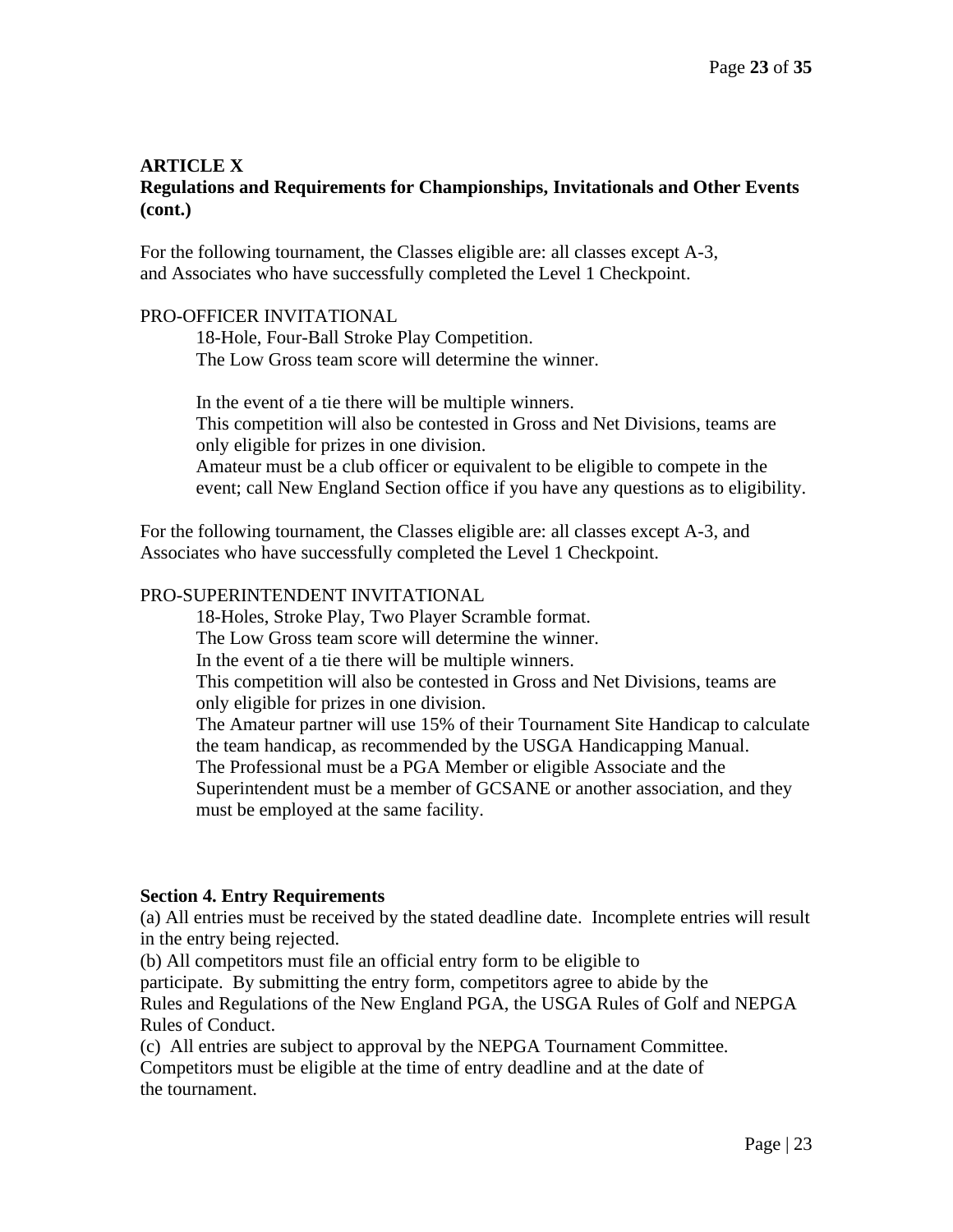**ARTICLE X**
**Regulations and Requirements for Championships, Invitationals and Other Events (cont.)**

For the following tournament, the Classes eligible are: all classes except A-3, and Associates who have successfully completed the Level 1 Checkpoint.

PRO-OFFICER INVITATIONAL

18-Hole, Four-Ball Stroke Play Competition.
The Low Gross team score will determine the winner.

In the event of a tie there will be multiple winners.
This competition will also be contested in Gross and Net Divisions, teams are only eligible for prizes in one division.
Amateur must be a club officer or equivalent to be eligible to compete in the event; call New England Section office if you have any questions as to eligibility.

For the following tournament, the Classes eligible are: all classes except A-3, and Associates who have successfully completed the Level 1 Checkpoint.

PRO-SUPERINTENDENT INVITATIONAL

18-Holes, Stroke Play, Two Player Scramble format.
The Low Gross team score will determine the winner.
In the event of a tie there will be multiple winners.
This competition will also be contested in Gross and Net Divisions, teams are only eligible for prizes in one division.
The Amateur partner will use 15% of their Tournament Site Handicap to calculate the team handicap, as recommended by the USGA Handicapping Manual.
The Professional must be a PGA Member or eligible Associate and the Superintendent must be a member of GCSANE or another association, and they must be employed at the same facility.

**Section 4. Entry Requirements**

(a) All entries must be received by the stated deadline date. Incomplete entries will result in the entry being rejected.
(b) All competitors must file an official entry form to be eligible to participate. By submitting the entry form, competitors agree to abide by the Rules and Regulations of the New England PGA, the USGA Rules of Golf and NEPGA Rules of Conduct.
(c) All entries are subject to approval by the NEPGA Tournament Committee. Competitors must be eligible at the time of entry deadline and at the date of the tournament.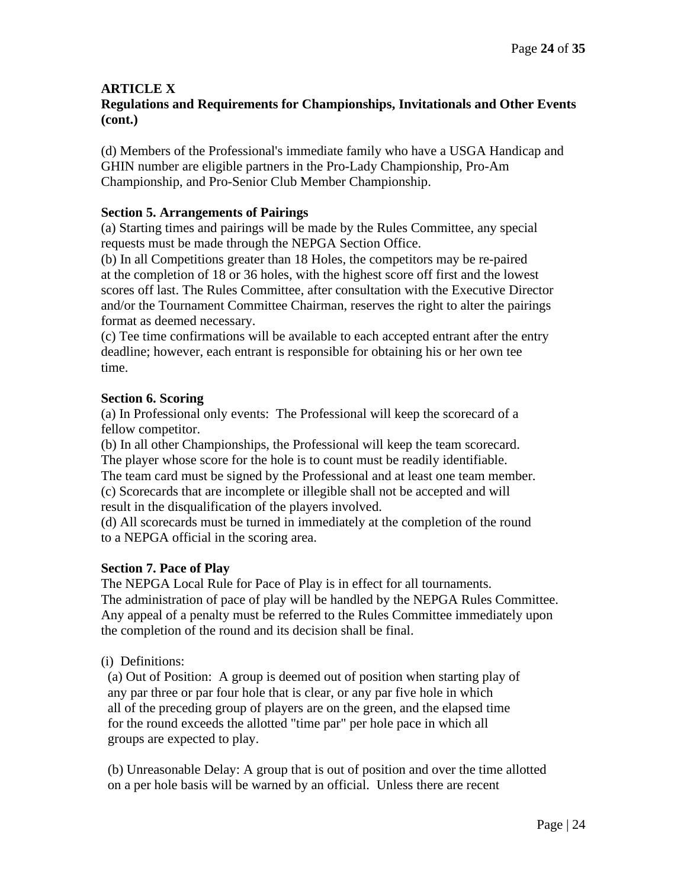**ARTICLE X**
**Regulations and Requirements for Championships, Invitationals and Other Events (cont.)**

(d) Members of the Professional's immediate family who have a USGA Handicap and GHIN number are eligible partners in the Pro-Lady Championship, Pro-Am Championship, and Pro-Senior Club Member Championship.

**Section 5. Arrangements of Pairings**

(a) Starting times and pairings will be made by the Rules Committee, any special requests must be made through the NEPGA Section Office.
(b) In all Competitions greater than 18 Holes, the competitors may be re-paired at the completion of 18 or 36 holes, with the highest score off first and the lowest scores off last. The Rules Committee, after consultation with the Executive Director and/or the Tournament Committee Chairman, reserves the right to alter the pairings format as deemed necessary.
(c) Tee time confirmations will be available to each accepted entrant after the entry deadline; however, each entrant is responsible for obtaining his or her own tee time.

**Section 6. Scoring**

(a) In Professional only events: The Professional will keep the scorecard of a fellow competitor.
(b) In all other Championships, the Professional will keep the team scorecard. The player whose score for the hole is to count must be readily identifiable. The team card must be signed by the Professional and at least one team member.
(c) Scorecards that are incomplete or illegible shall not be accepted and will result in the disqualification of the players involved.
(d) All scorecards must be turned in immediately at the completion of the round to a NEPGA official in the scoring area.

**Section 7. Pace of Play**

The NEPGA Local Rule for Pace of Play is in effect for all tournaments. The administration of pace of play will be handled by the NEPGA Rules Committee. Any appeal of a penalty must be referred to the Rules Committee immediately upon the completion of the round and its decision shall be final.

(i) Definitions:

(a) Out of Position: A group is deemed out of position when starting play of any par three or par four hole that is clear, or any par five hole in which all of the preceding group of players are on the green, and the elapsed time for the round exceeds the allotted "time par" per hole pace in which all groups are expected to play.

(b) Unreasonable Delay: A group that is out of position and over the time allotted on a per hole basis will be warned by an official. Unless there are recent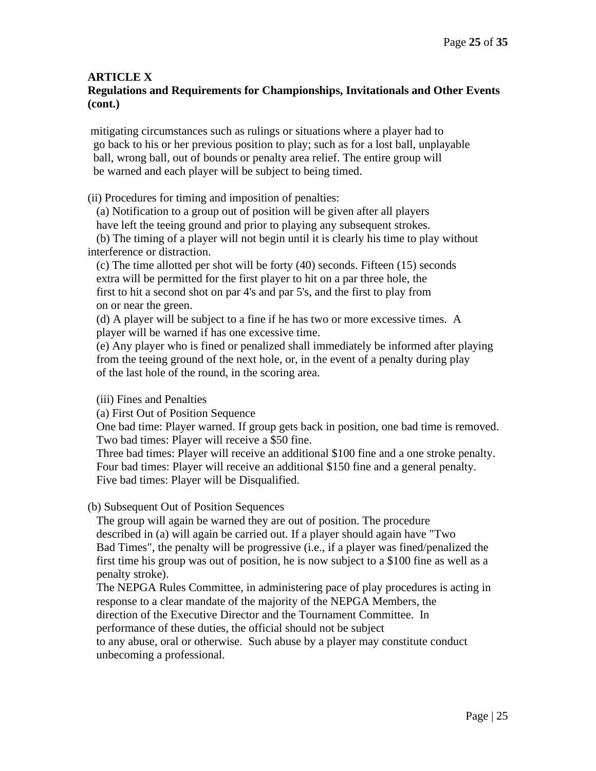**ARTICLE X**
**Regulations and Requirements for Championships, Invitationals and Other Events (cont.)**

mitigating circumstances such as rulings or situations where a player had to go back to his or her previous position to play; such as for a lost ball, unplayable ball, wrong ball, out of bounds or penalty area relief. The entire group will be warned and each player will be subject to being timed.

(ii) Procedures for timing and imposition of penalties:

(a) Notification to a group out of position will be given after all players have left the teeing ground and prior to playing any subsequent strokes.

(b) The timing of a player will not begin until it is clearly his time to play without interference or distraction.

(c) The time allotted per shot will be forty (40) seconds. Fifteen (15) seconds extra will be permitted for the first player to hit on a par three hole, the first to hit a second shot on par 4's and par 5's, and the first to play from on or near the green.

(d) A player will be subject to a fine if he has two or more excessive times. A player will be warned if has one excessive time.

(e) Any player who is fined or penalized shall immediately be informed after playing from the teeing ground of the next hole, or, in the event of a penalty during play of the last hole of the round, in the scoring area.

(iii) Fines and Penalties

(a) First Out of Position Sequence

One bad time: Player warned. If group gets back in position, one bad time is removed.
Two bad times: Player will receive a $50 fine.
Three bad times: Player will receive an additional $100 fine and a one stroke penalty.
Four bad times: Player will receive an additional $150 fine and a general penalty.
Five bad times: Player will be Disqualified.

(b) Subsequent Out of Position Sequences

The group will again be warned they are out of position. The procedure described in (a) will again be carried out. If a player should again have "Two Bad Times", the penalty will be progressive (i.e., if a player was fined/penalized the first time his group was out of position, he is now subject to a $100 fine as well as a penalty stroke).

The NEPGA Rules Committee, in administering pace of play procedures is acting in response to a clear mandate of the majority of the NEPGA Members, the direction of the Executive Director and the Tournament Committee. In performance of these duties, the official should not be subject to any abuse, oral or otherwise. Such abuse by a player may constitute conduct unbecoming a professional.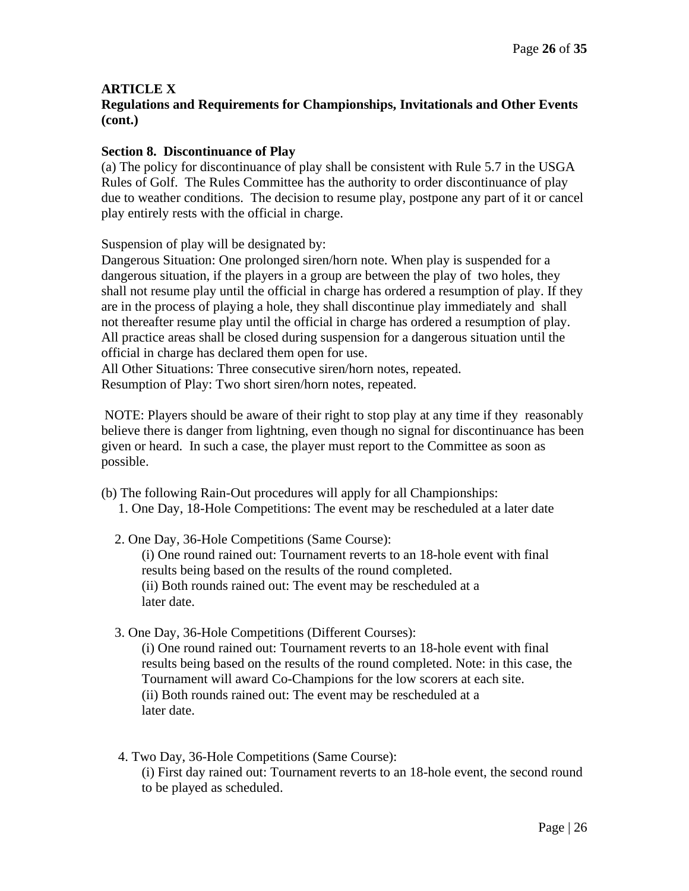**ARTICLE X**
**Regulations and Requirements for Championships, Invitationals and Other Events (cont.)**

**Section 8. Discontinuance of Play**

(a) The policy for discontinuance of play shall be consistent with Rule 5.7 in the USGA Rules of Golf. The Rules Committee has the authority to order discontinuance of play due to weather conditions. The decision to resume play, postpone any part of it or cancel play entirely rests with the official in charge.

Suspension of play will be designated by:

Dangerous Situation: One prolonged siren/horn note. When play is suspended for a dangerous situation, if the players in a group are between the play of two holes, they shall not resume play until the official in charge has ordered a resumption of play. If they are in the process of playing a hole, they shall discontinue play immediately and shall not thereafter resume play until the official in charge has ordered a resumption of play. All practice areas shall be closed during suspension for a dangerous situation until the official in charge has declared them open for use.

All Other Situations: Three consecutive siren/horn notes, repeated.

Resumption of Play: Two short siren/horn notes, repeated.

NOTE: Players should be aware of their right to stop play at any time if they reasonably believe there is danger from lightning, even though no signal for discontinuance has been given or heard. In such a case, the player must report to the Committee as soon as possible.

(b) The following Rain-Out procedures will apply for all Championships:

1. One Day, 18-Hole Competitions: The event may be rescheduled at a later date

2. One Day, 36-Hole Competitions (Same Course):
   (i) One round rained out: Tournament reverts to an 18-hole event with final results being based on the results of the round completed.
   (ii) Both rounds rained out: The event may be rescheduled at a later date.

3. One Day, 36-Hole Competitions (Different Courses):
   (i) One round rained out: Tournament reverts to an 18-hole event with final results being based on the results of the round completed. Note: in this case, the Tournament will award Co-Champions for the low scorers at each site.
   (ii) Both rounds rained out: The event may be rescheduled at a later date.

4. Two Day, 36-Hole Competitions (Same Course):
   (i) First day rained out: Tournament reverts to an 18-hole event, the second round to be played as scheduled.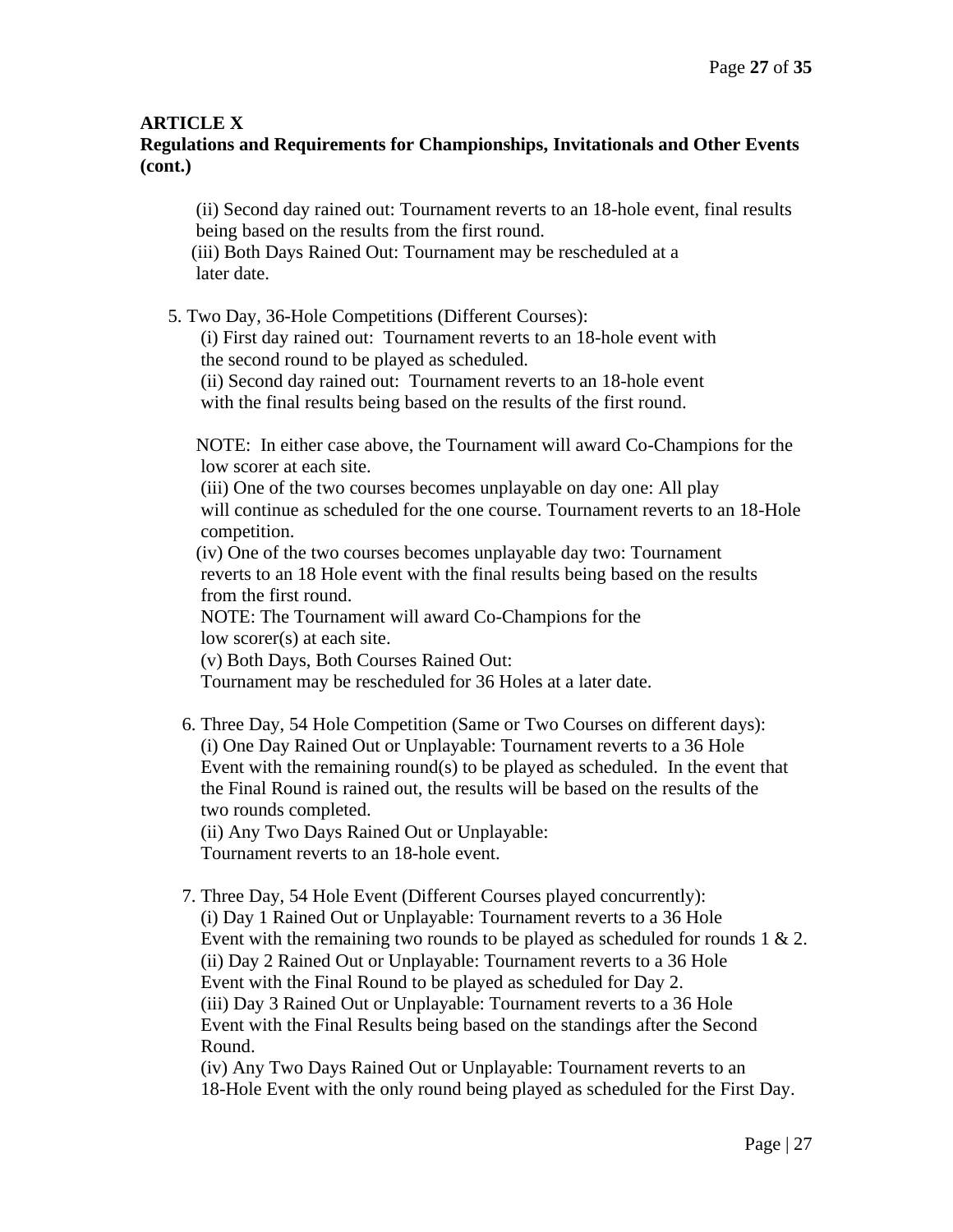## ARTICLE X

### Regulations and Requirements for Championships, Invitationals and Other Events (cont.)

(ii) Second day rained out: Tournament reverts to an 18-hole event, final results being based on the results from the first round.

(iii) Both Days Rained Out: Tournament may be rescheduled at a later date.

5. Two Day, 36-Hole Competitions (Different Courses):

   (i) First day rained out: Tournament reverts to an 18-hole event with the second round to be played as scheduled.

   (ii) Second day rained out: Tournament reverts to an 18-hole event with the final results being based on the results of the first round.

   NOTE: In either case above, the Tournament will award Co-Champions for the low scorer at each site.

   (iii) One of the two courses becomes unplayable on day one: All play will continue as scheduled for the one course. Tournament reverts to an 18-Hole competition.

   (iv) One of the two courses becomes unplayable day two: Tournament reverts to an 18 Hole event with the final results being based on the results from the first round.

   NOTE: The Tournament will award Co-Champions for the low scorer(s) at each site.

   (v) Both Days, Both Courses Rained Out: Tournament may be rescheduled for 36 Holes at a later date.

6. Three Day, 54 Hole Competition (Same or Two Courses on different days):

   (i) One Day Rained Out or Unplayable: Tournament reverts to a 36 Hole Event with the remaining round(s) to be played as scheduled. In the event that the Final Round is rained out, the results will be based on the results of the two rounds completed.

   (ii) Any Two Days Rained Out or Unplayable: Tournament reverts to an 18-hole event.

7. Three Day, 54 Hole Event (Different Courses played concurrently):

   (i) Day 1 Rained Out or Unplayable: Tournament reverts to a 36 Hole Event with the remaining two rounds to be played as scheduled for rounds 1 & 2.

   (ii) Day 2 Rained Out or Unplayable: Tournament reverts to a 36 Hole Event with the Final Round to be played as scheduled for Day 2.

   (iii) Day 3 Rained Out or Unplayable: Tournament reverts to a 36 Hole Event with the Final Results being based on the standings after the Second Round.

   (iv) Any Two Days Rained Out or Unplayable: Tournament reverts to an 18-Hole Event with the only round being played as scheduled for the First Day.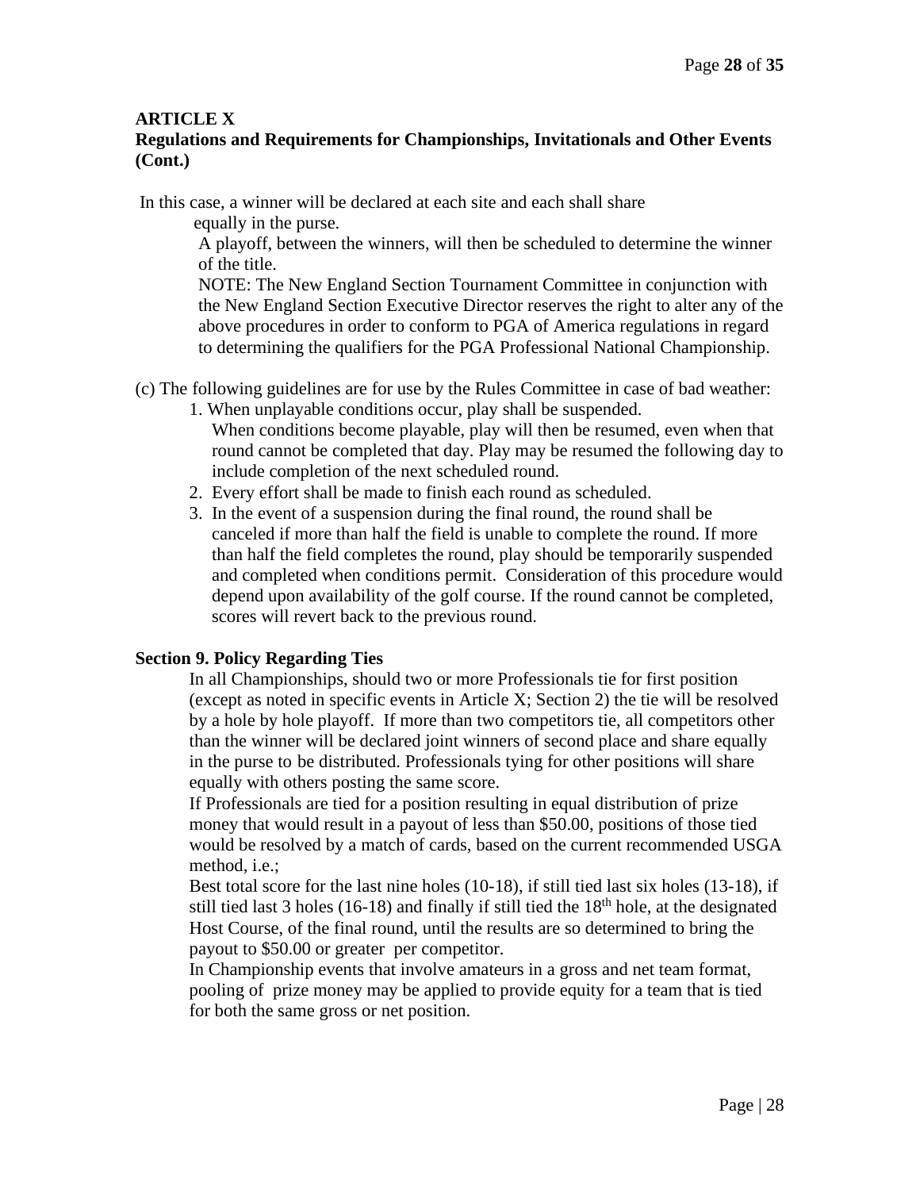**ARTICLE X**
**Regulations and Requirements for Championships, Invitationals and Other Events (Cont.)**

In this case, a winner will be declared at each site and each shall share equally in the purse.

A playoff, between the winners, will then be scheduled to determine the winner of the title.

NOTE: The New England Section Tournament Committee in conjunction with the New England Section Executive Director reserves the right to alter any of the above procedures in order to conform to PGA of America regulations in regard to determining the qualifiers for the PGA Professional National Championship.

(c) The following guidelines are for use by the Rules Committee in case of bad weather:

1. When unplayable conditions occur, play shall be suspended. When conditions become playable, play will then be resumed, even when that round cannot be completed that day. Play may be resumed the following day to include completion of the next scheduled round.
2. Every effort shall be made to finish each round as scheduled.
3. In the event of a suspension during the final round, the round shall be canceled if more than half the field is unable to complete the round. If more than half the field completes the round, play should be temporarily suspended and completed when conditions permit. Consideration of this procedure would depend upon availability of the golf course. If the round cannot be completed, scores will revert back to the previous round.

**Section 9. Policy Regarding Ties**

In all Championships, should two or more Professionals tie for first position (except as noted in specific events in Article X; Section 2) the tie will be resolved by a hole by hole playoff. If more than two competitors tie, all competitors other than the winner will be declared joint winners of second place and share equally in the purse to be distributed. Professionals tying for other positions will share equally with others posting the same score.

If Professionals are tied for a position resulting in equal distribution of prize money that would result in a payout of less than $50.00, positions of those tied would be resolved by a match of cards, based on the current recommended USGA method, i.e.;

Best total score for the last nine holes (10-18), if still tied last six holes (13-18), if still tied last 3 holes (16-18) and finally if still tied the 18th hole, at the designated Host Course, of the final round, until the results are so determined to bring the payout to $50.00 or greater per competitor.

In Championship events that involve amateurs in a gross and net team format, pooling of prize money may be applied to provide equity for a team that is tied for both the same gross or net position.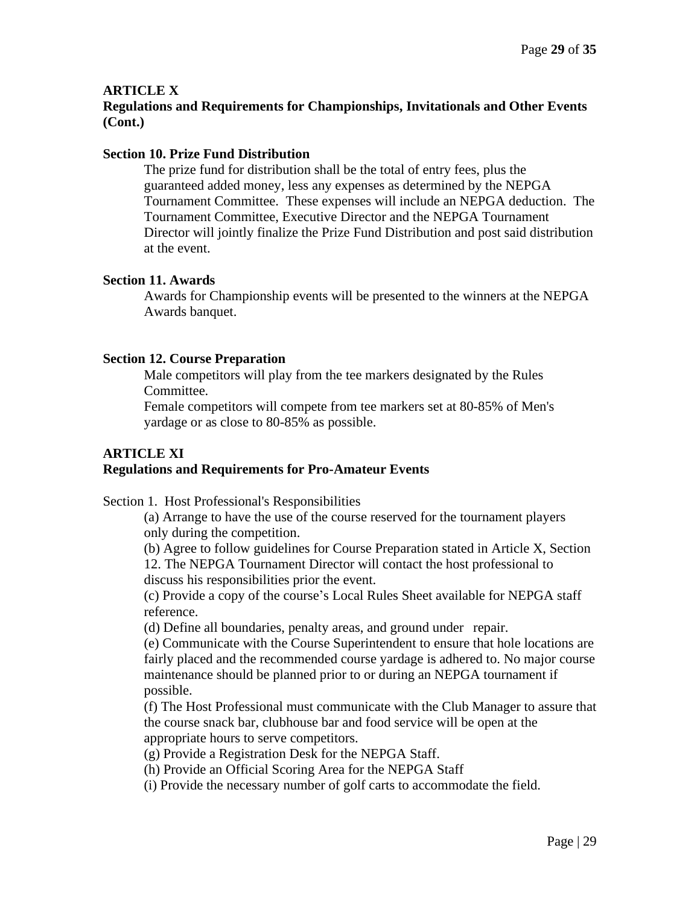## ARTICLE X

## Regulations and Requirements for Championships, Invitationals and Other Events (Cont.)

### Section 10. Prize Fund Distribution

The prize fund for distribution shall be the total of entry fees, plus the guaranteed added money, less any expenses as determined by the NEPGA Tournament Committee. These expenses will include an NEPGA deduction. The Tournament Committee, Executive Director and the NEPGA Tournament Director will jointly finalize the Prize Fund Distribution and post said distribution at the event.

### Section 11. Awards

Awards for Championship events will be presented to the winners at the NEPGA Awards banquet.

### Section 12. Course Preparation

Male competitors will play from the tee markers designated by the Rules Committee.

Female competitors will compete from tee markers set at 80-85% of Men's yardage or as close to 80-85% as possible.

## ARTICLE XI

## Regulations and Requirements for Pro-Amateur Events

Section 1. Host Professional's Responsibilities

(a) Arrange to have the use of the course reserved for the tournament players only during the competition.

(b) Agree to follow guidelines for Course Preparation stated in Article X, Section 12. The NEPGA Tournament Director will contact the host professional to discuss his responsibilities prior the event.

(c) Provide a copy of the course's Local Rules Sheet available for NEPGA staff reference.

(d) Define all boundaries, penalty areas, and ground under repair.

(e) Communicate with the Course Superintendent to ensure that hole locations are fairly placed and the recommended course yardage is adhered to. No major course maintenance should be planned prior to or during an NEPGA tournament if possible.

(f) The Host Professional must communicate with the Club Manager to assure that the course snack bar, clubhouse bar and food service will be open at the appropriate hours to serve competitors.

(g) Provide a Registration Desk for the NEPGA Staff.

(h) Provide an Official Scoring Area for the NEPGA Staff

(i) Provide the necessary number of golf carts to accommodate the field.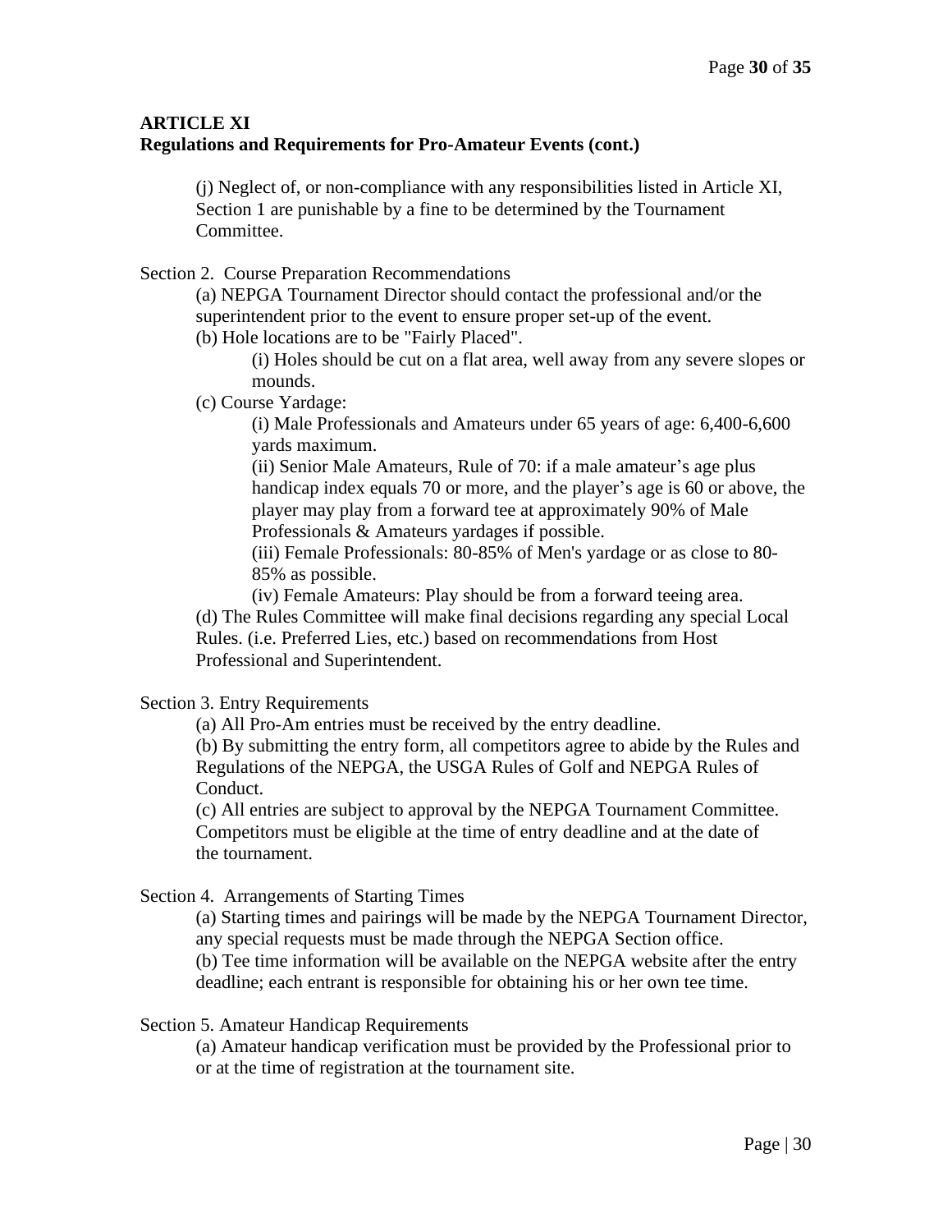**ARTICLE XI**
**Regulations and Requirements for Pro-Amateur Events (cont.)**

(j) Neglect of, or non-compliance with any responsibilities listed in Article XI, Section 1 are punishable by a fine to be determined by the Tournament Committee.

Section 2. Course Preparation Recommendations

(a) NEPGA Tournament Director should contact the professional and/or the superintendent prior to the event to ensure proper set-up of the event.

(b) Hole locations are to be "Fairly Placed".

(i) Holes should be cut on a flat area, well away from any severe slopes or mounds.

(c) Course Yardage:

(i) Male Professionals and Amateurs under 65 years of age: 6,400-6,600 yards maximum.

(ii) Senior Male Amateurs, Rule of 70: if a male amateur's age plus handicap index equals 70 or more, and the player's age is 60 or above, the player may play from a forward tee at approximately 90% of Male Professionals & Amateurs yardages if possible.

(iii) Female Professionals: 80-85% of Men's yardage or as close to 80-85% as possible.

(iv) Female Amateurs: Play should be from a forward teeing area.

(d) The Rules Committee will make final decisions regarding any special Local Rules. (i.e. Preferred Lies, etc.) based on recommendations from Host Professional and Superintendent.

Section 3. Entry Requirements

(a) All Pro-Am entries must be received by the entry deadline.

(b) By submitting the entry form, all competitors agree to abide by the Rules and Regulations of the NEPGA, the USGA Rules of Golf and NEPGA Rules of Conduct.

(c) All entries are subject to approval by the NEPGA Tournament Committee. Competitors must be eligible at the time of entry deadline and at the date of the tournament.

Section 4. Arrangements of Starting Times

(a) Starting times and pairings will be made by the NEPGA Tournament Director, any special requests must be made through the NEPGA Section office.

(b) Tee time information will be available on the NEPGA website after the entry deadline; each entrant is responsible for obtaining his or her own tee time.

Section 5. Amateur Handicap Requirements

(a) Amateur handicap verification must be provided by the Professional prior to or at the time of registration at the tournament site.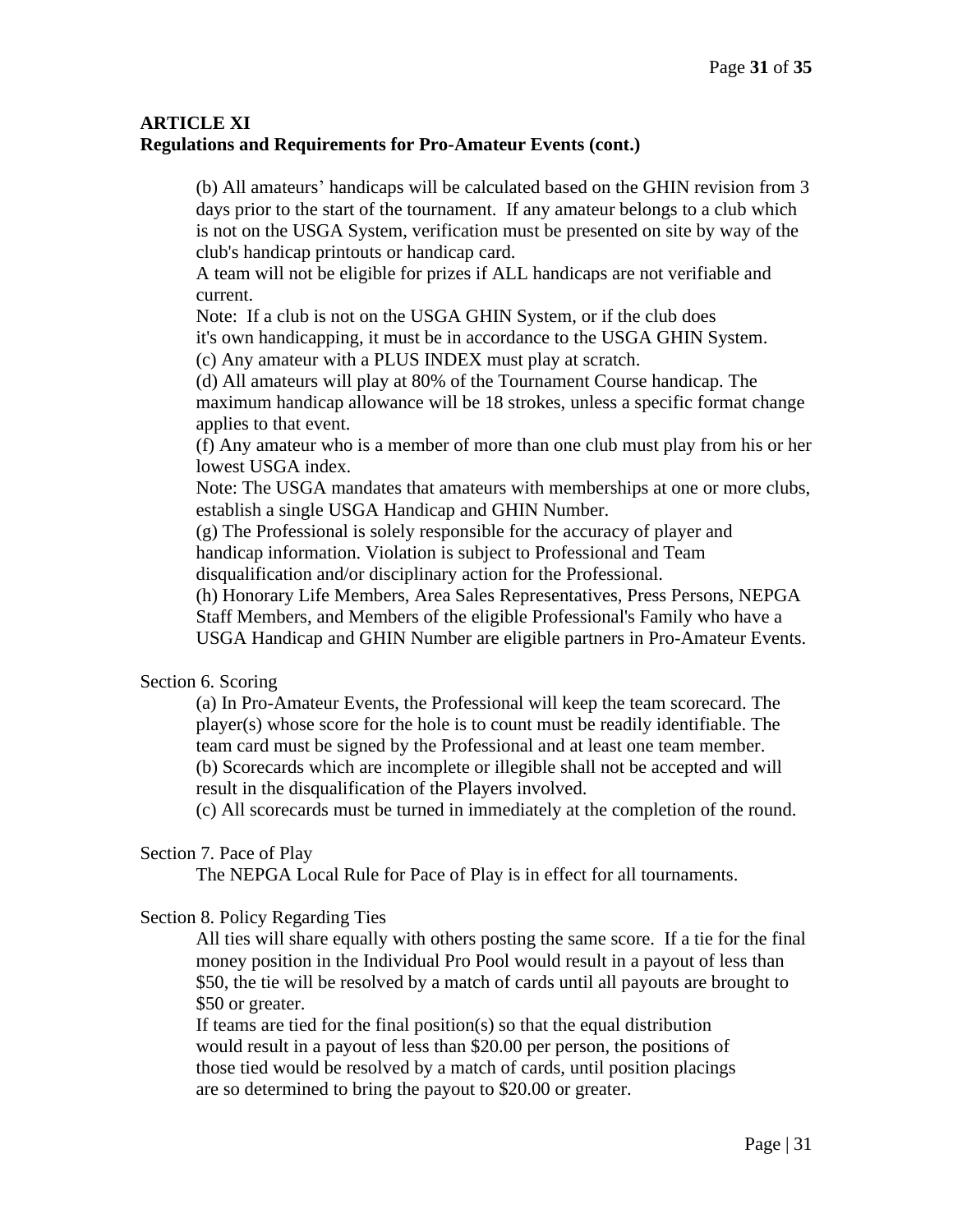**ARTICLE XI**
**Regulations and Requirements for Pro-Amateur Events (cont.)**

(b) All amateurs' handicaps will be calculated based on the GHIN revision from 3 days prior to the start of the tournament. If any amateur belongs to a club which is not on the USGA System, verification must be presented on site by way of the club's handicap printouts or handicap card.
A team will not be eligible for prizes if ALL handicaps are not verifiable and current.
Note: If a club is not on the USGA GHIN System, or if the club does it's own handicapping, it must be in accordance to the USGA GHIN System.
(c) Any amateur with a PLUS INDEX must play at scratch.
(d) All amateurs will play at 80% of the Tournament Course handicap. The maximum handicap allowance will be 18 strokes, unless a specific format change applies to that event.
(f) Any amateur who is a member of more than one club must play from his or her lowest USGA index.
Note: The USGA mandates that amateurs with memberships at one or more clubs, establish a single USGA Handicap and GHIN Number.
(g) The Professional is solely responsible for the accuracy of player and handicap information. Violation is subject to Professional and Team disqualification and/or disciplinary action for the Professional.
(h) Honorary Life Members, Area Sales Representatives, Press Persons, NEPGA Staff Members, and Members of the eligible Professional's Family who have a USGA Handicap and GHIN Number are eligible partners in Pro-Amateur Events.

Section 6. Scoring

(a) In Pro-Amateur Events, the Professional will keep the team scorecard. The player(s) whose score for the hole is to count must be readily identifiable. The team card must be signed by the Professional and at least one team member.
(b) Scorecards which are incomplete or illegible shall not be accepted and will result in the disqualification of the Players involved.
(c) All scorecards must be turned in immediately at the completion of the round.

Section 7. Pace of Play

The NEPGA Local Rule for Pace of Play is in effect for all tournaments.

Section 8. Policy Regarding Ties

All ties will share equally with others posting the same score. If a tie for the final money position in the Individual Pro Pool would result in a payout of less than $50, the tie will be resolved by a match of cards until all payouts are brought to $50 or greater.
If teams are tied for the final position(s) so that the equal distribution would result in a payout of less than $20.00 per person, the positions of those tied would be resolved by a match of cards, until position placings are so determined to bring the payout to $20.00 or greater.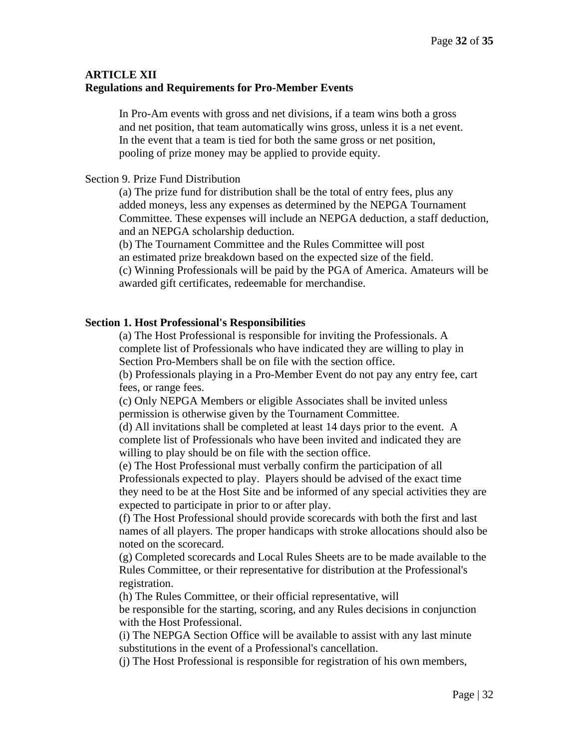**ARTICLE XII**
**Regulations and Requirements for Pro-Member Events**

In Pro-Am events with gross and net divisions, if a team wins both a gross and net position, that team automatically wins gross, unless it is a net event. In the event that a team is tied for both the same gross or net position, pooling of prize money may be applied to provide equity.

Section 9. Prize Fund Distribution

(a) The prize fund for distribution shall be the total of entry fees, plus any added moneys, less any expenses as determined by the NEPGA Tournament Committee. These expenses will include an NEPGA deduction, a staff deduction, and an NEPGA scholarship deduction.
(b) The Tournament Committee and the Rules Committee will post an estimated prize breakdown based on the expected size of the field.
(c) Winning Professionals will be paid by the PGA of America. Amateurs will be awarded gift certificates, redeemable for merchandise.

**Section 1. Host Professional's Responsibilities**

(a) The Host Professional is responsible for inviting the Professionals. A complete list of Professionals who have indicated they are willing to play in Section Pro-Members shall be on file with the section office.
(b) Professionals playing in a Pro-Member Event do not pay any entry fee, cart fees, or range fees.
(c) Only NEPGA Members or eligible Associates shall be invited unless permission is otherwise given by the Tournament Committee.
(d) All invitations shall be completed at least 14 days prior to the event. A complete list of Professionals who have been invited and indicated they are willing to play should be on file with the section office.
(e) The Host Professional must verbally confirm the participation of all Professionals expected to play. Players should be advised of the exact time they need to be at the Host Site and be informed of any special activities they are expected to participate in prior to or after play.
(f) The Host Professional should provide scorecards with both the first and last names of all players. The proper handicaps with stroke allocations should also be noted on the scorecard.
(g) Completed scorecards and Local Rules Sheets are to be made available to the Rules Committee, or their representative for distribution at the Professional's registration.
(h) The Rules Committee, or their official representative, will be responsible for the starting, scoring, and any Rules decisions in conjunction with the Host Professional.
(i) The NEPGA Section Office will be available to assist with any last minute substitutions in the event of a Professional's cancellation.
(j) The Host Professional is responsible for registration of his own members,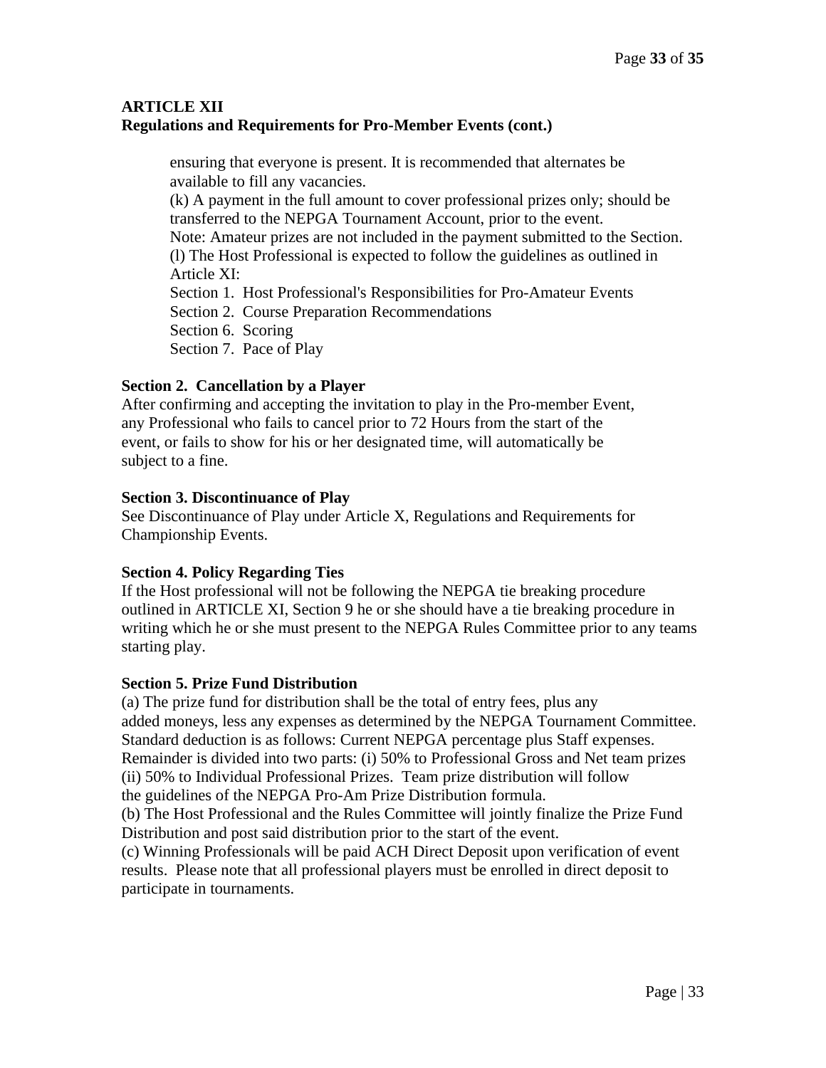**ARTICLE XII**
**Regulations and Requirements for Pro-Member Events (cont.)**

ensuring that everyone is present. It is recommended that alternates be available to fill any vacancies.

(k) A payment in the full amount to cover professional prizes only; should be transferred to the NEPGA Tournament Account, prior to the event.

Note: Amateur prizes are not included in the payment submitted to the Section.

(l) The Host Professional is expected to follow the guidelines as outlined in Article XI:

Section 1. Host Professional's Responsibilities for Pro-Amateur Events
Section 2. Course Preparation Recommendations
Section 6. Scoring
Section 7. Pace of Play

**Section 2. Cancellation by a Player**

After confirming and accepting the invitation to play in the Pro-member Event, any Professional who fails to cancel prior to 72 Hours from the start of the event, or fails to show for his or her designated time, will automatically be subject to a fine.

**Section 3. Discontinuance of Play**

See Discontinuance of Play under Article X, Regulations and Requirements for Championship Events.

**Section 4. Policy Regarding Ties**

If the Host professional will not be following the NEPGA tie breaking procedure outlined in ARTICLE XI, Section 9 he or she should have a tie breaking procedure in writing which he or she must present to the NEPGA Rules Committee prior to any teams starting play.

**Section 5. Prize Fund Distribution**

(a) The prize fund for distribution shall be the total of entry fees, plus any added moneys, less any expenses as determined by the NEPGA Tournament Committee. Standard deduction is as follows: Current NEPGA percentage plus Staff expenses. Remainder is divided into two parts: (i) 50% to Professional Gross and Net team prizes (ii) 50% to Individual Professional Prizes. Team prize distribution will follow the guidelines of the NEPGA Pro-Am Prize Distribution formula.

(b) The Host Professional and the Rules Committee will jointly finalize the Prize Fund Distribution and post said distribution prior to the start of the event.

(c) Winning Professionals will be paid ACH Direct Deposit upon verification of event results. Please note that all professional players must be enrolled in direct deposit to participate in tournaments.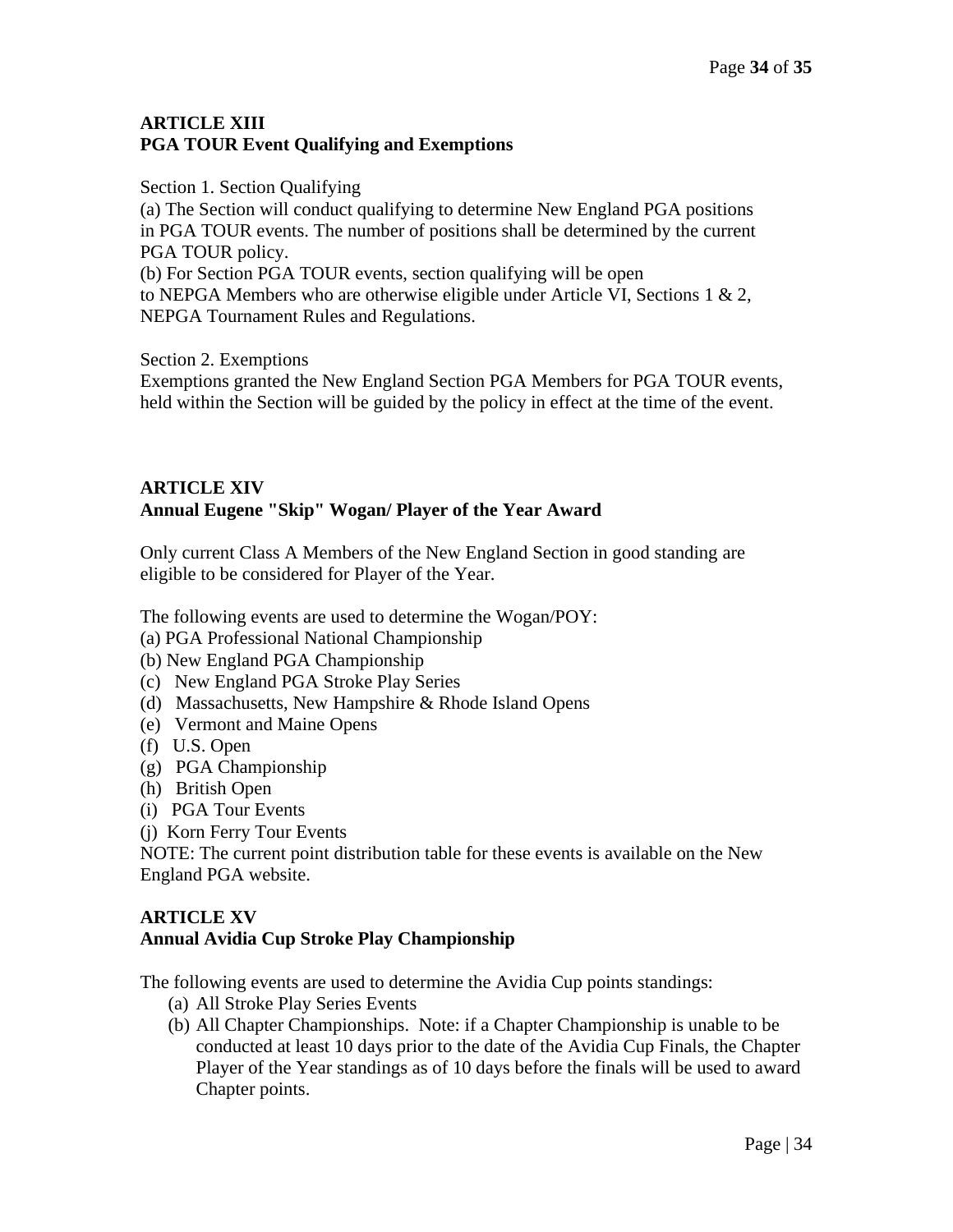## ARTICLE XIII
## PGA TOUR Event Qualifying and Exemptions

Section 1. Section Qualifying

(a) The Section will conduct qualifying to determine New England PGA positions in PGA TOUR events. The number of positions shall be determined by the current PGA TOUR policy.

(b) For Section PGA TOUR events, section qualifying will be open to NEPGA Members who are otherwise eligible under Article VI, Sections 1 & 2, NEPGA Tournament Rules and Regulations.

Section 2. Exemptions

Exemptions granted the New England Section PGA Members for PGA TOUR events, held within the Section will be guided by the policy in effect at the time of the event.

## ARTICLE XIV
## Annual Eugene "Skip" Wogan/ Player of the Year Award

Only current Class A Members of the New England Section in good standing are eligible to be considered for Player of the Year.

The following events are used to determine the Wogan/POY:

(a) PGA Professional National Championship
(b) New England PGA Championship
(c) New England PGA Stroke Play Series
(d) Massachusetts, New Hampshire & Rhode Island Opens
(e) Vermont and Maine Opens
(f) U.S. Open
(g) PGA Championship
(h) British Open
(i) PGA Tour Events
(j) Korn Ferry Tour Events

NOTE: The current point distribution table for these events is available on the New England PGA website.

## ARTICLE XV
## Annual Avidia Cup Stroke Play Championship

The following events are used to determine the Avidia Cup points standings:

(a) All Stroke Play Series Events
(b) All Chapter Championships. Note: if a Chapter Championship is unable to be conducted at least 10 days prior to the date of the Avidia Cup Finals, the Chapter Player of the Year standings as of 10 days before the finals will be used to award Chapter points.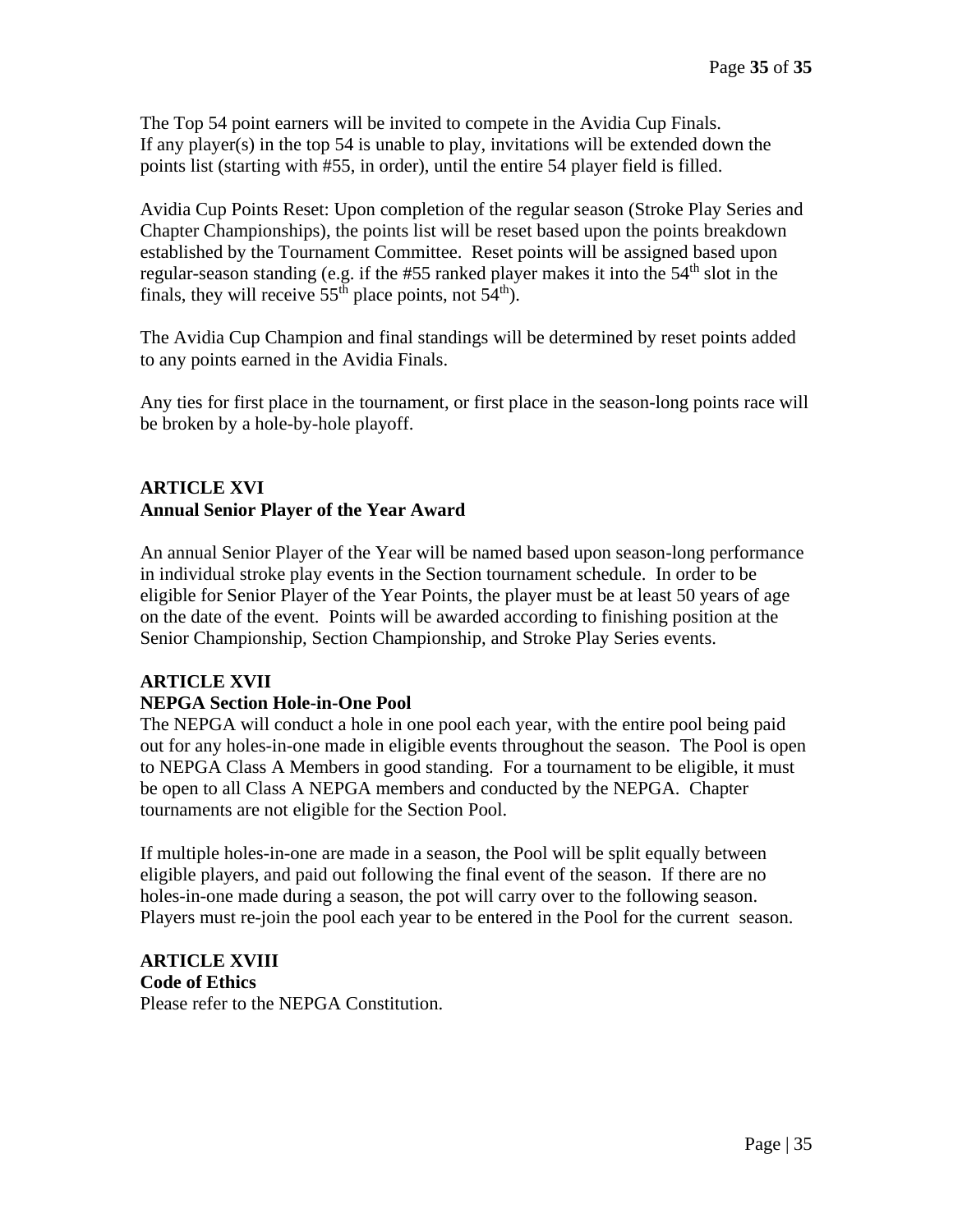The Top 54 point earners will be invited to compete in the Avidia Cup Finals.
If any player(s) in the top 54 is unable to play, invitations will be extended down the points list (starting with #55, in order), until the entire 54 player field is filled.

Avidia Cup Points Reset: Upon completion of the regular season (Stroke Play Series and Chapter Championships), the points list will be reset based upon the points breakdown established by the Tournament Committee. Reset points will be assigned based upon regular-season standing (e.g. if the #55 ranked player makes it into the 54th slot in the finals, they will receive 55th place points, not 54th).

The Avidia Cup Champion and final standings will be determined by reset points added to any points earned in the Avidia Finals.

Any ties for first place in the tournament, or first place in the season-long points race will be broken by a hole-by-hole playoff.

## ARTICLE XVI
## Annual Senior Player of the Year Award

An annual Senior Player of the Year will be named based upon season-long performance in individual stroke play events in the Section tournament schedule. In order to be eligible for Senior Player of the Year Points, the player must be at least 50 years of age on the date of the event. Points will be awarded according to finishing position at the Senior Championship, Section Championship, and Stroke Play Series events.

## ARTICLE XVII
## NEPGA Section Hole-in-One Pool

The NEPGA will conduct a hole in one pool each year, with the entire pool being paid out for any holes-in-one made in eligible events throughout the season. The Pool is open to NEPGA Class A Members in good standing. For a tournament to be eligible, it must be open to all Class A NEPGA members and conducted by the NEPGA. Chapter tournaments are not eligible for the Section Pool.

If multiple holes-in-one are made in a season, the Pool will be split equally between eligible players, and paid out following the final event of the season. If there are no holes-in-one made during a season, the pot will carry over to the following season. Players must re-join the pool each year to be entered in the Pool for the current season.

## ARTICLE XVIII
## Code of Ethics

Please refer to the NEPGA Constitution.